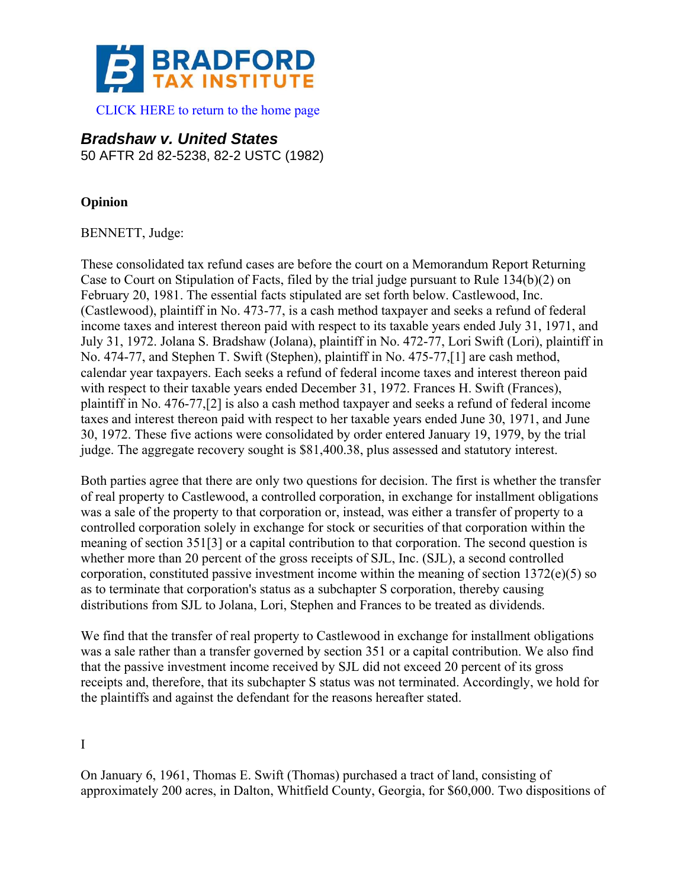BRADFORD TAX INSTITUTE

CLICK HERE to return to the home page

## *Bradshaw v. United States*

50 AFTR 2d 82-5238, 82-2 USTC (1982)

**Opinion**

BENNETT, Judge:

These consolidated tax refund cases are before the court on a Memorandum Report Returning Case to Court on Stipulation of Facts, filed by the trial judge pursuant to Rule 134(b)(2) on February 20, 1981. The essential facts stipulated are set forth below. Castlewood, Inc. (Castlewood), plaintiff in No. 473-77, is a cash method taxpayer and seeks a refund of federal income taxes and interest thereon paid with respect to its taxable years ended July 31, 1971, and July 31, 1972. Jolana S. Bradshaw (Jolana), plaintiff in No. 472-77, Lori Swift (Lori), plaintiff in No. 474-77, and Stephen T. Swift (Stephen), plaintiff in No. 475-77,[1] are cash method, calendar year taxpayers. Each seeks a refund of federal income taxes and interest thereon paid with respect to their taxable years ended December 31, 1972. Frances H. Swift (Frances), plaintiff in No. 476-77,[2] is also a cash method taxpayer and seeks a refund of federal income taxes and interest thereon paid with respect to her taxable years ended June 30, 1971, and June 30, 1972. These five actions were consolidated by order entered January 19, 1979, by the trial judge. The aggregate recovery sought is $81,400.38, plus assessed and statutory interest.

Both parties agree that there are only two questions for decision. The first is whether the transfer of real property to Castlewood, a controlled corporation, in exchange for installment obligations was a sale of the property to that corporation or, instead, was either a transfer of property to a controlled corporation solely in exchange for stock or securities of that corporation within the meaning of section 351[3] or a capital contribution to that corporation. The second question is whether more than 20 percent of the gross receipts of SJL, Inc. (SJL), a second controlled corporation, constituted passive investment income within the meaning of section 1372(e)(5) so as to terminate that corporation's status as a subchapter S corporation, thereby causing distributions from SJL to Jolana, Lori, Stephen and Frances to be treated as dividends.

We find that the transfer of real property to Castlewood in exchange for installment obligations was a sale rather than a transfer governed by section 351 or a capital contribution. We also find that the passive investment income received by SJL did not exceed 20 percent of its gross receipts and, therefore, that its subchapter S status was not terminated. Accordingly, we hold for the plaintiffs and against the defendant for the reasons hereafter stated.

I

On January 6, 1961, Thomas E. Swift (Thomas) purchased a tract of land, consisting of approximately 200 acres, in Dalton, Whitfield County, Georgia, for $60,000. Two dispositions of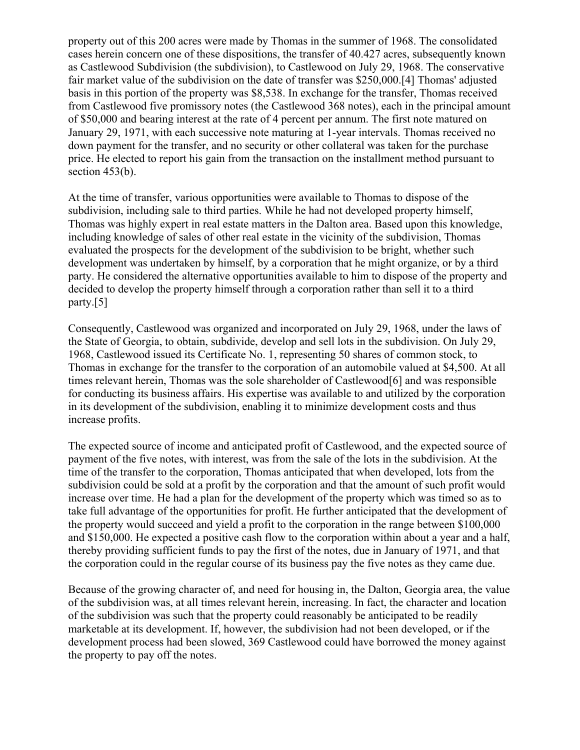property out of this 200 acres were made by Thomas in the summer of 1968. The consolidated cases herein concern one of these dispositions, the transfer of 40.427 acres, subsequently known as Castlewood Subdivision (the subdivision), to Castlewood on July 29, 1968. The conservative fair market value of the subdivision on the date of transfer was $250,000.[4] Thomas' adjusted basis in this portion of the property was $8,538. In exchange for the transfer, Thomas received from Castlewood five promissory notes (the Castlewood 368 notes), each in the principal amount of $50,000 and bearing interest at the rate of 4 percent per annum. The first note matured on January 29, 1971, with each successive note maturing at 1-year intervals. Thomas received no down payment for the transfer, and no security or other collateral was taken for the purchase price. He elected to report his gain from the transaction on the installment method pursuant to section 453(b).

At the time of transfer, various opportunities were available to Thomas to dispose of the subdivision, including sale to third parties. While he had not developed property himself, Thomas was highly expert in real estate matters in the Dalton area. Based upon this knowledge, including knowledge of sales of other real estate in the vicinity of the subdivision, Thomas evaluated the prospects for the development of the subdivision to be bright, whether such development was undertaken by himself, by a corporation that he might organize, or by a third party. He considered the alternative opportunities available to him to dispose of the property and decided to develop the property himself through a corporation rather than sell it to a third party.[5]

Consequently, Castlewood was organized and incorporated on July 29, 1968, under the laws of the State of Georgia, to obtain, subdivide, develop and sell lots in the subdivision. On July 29, 1968, Castlewood issued its Certificate No. 1, representing 50 shares of common stock, to Thomas in exchange for the transfer to the corporation of an automobile valued at $4,500. At all times relevant herein, Thomas was the sole shareholder of Castlewood[6] and was responsible for conducting its business affairs. His expertise was available to and utilized by the corporation in its development of the subdivision, enabling it to minimize development costs and thus increase profits.

The expected source of income and anticipated profit of Castlewood, and the expected source of payment of the five notes, with interest, was from the sale of the lots in the subdivision. At the time of the transfer to the corporation, Thomas anticipated that when developed, lots from the subdivision could be sold at a profit by the corporation and that the amount of such profit would increase over time. He had a plan for the development of the property which was timed so as to take full advantage of the opportunities for profit. He further anticipated that the development of the property would succeed and yield a profit to the corporation in the range between $100,000 and $150,000. He expected a positive cash flow to the corporation within about a year and a half, thereby providing sufficient funds to pay the first of the notes, due in January of 1971, and that the corporation could in the regular course of its business pay the five notes as they came due.

Because of the growing character of, and need for housing in, the Dalton, Georgia area, the value of the subdivision was, at all times relevant herein, increasing. In fact, the character and location of the subdivision was such that the property could reasonably be anticipated to be readily marketable at its development. If, however, the subdivision had not been developed, or if the development process had been slowed, 369 Castlewood could have borrowed the money against the property to pay off the notes.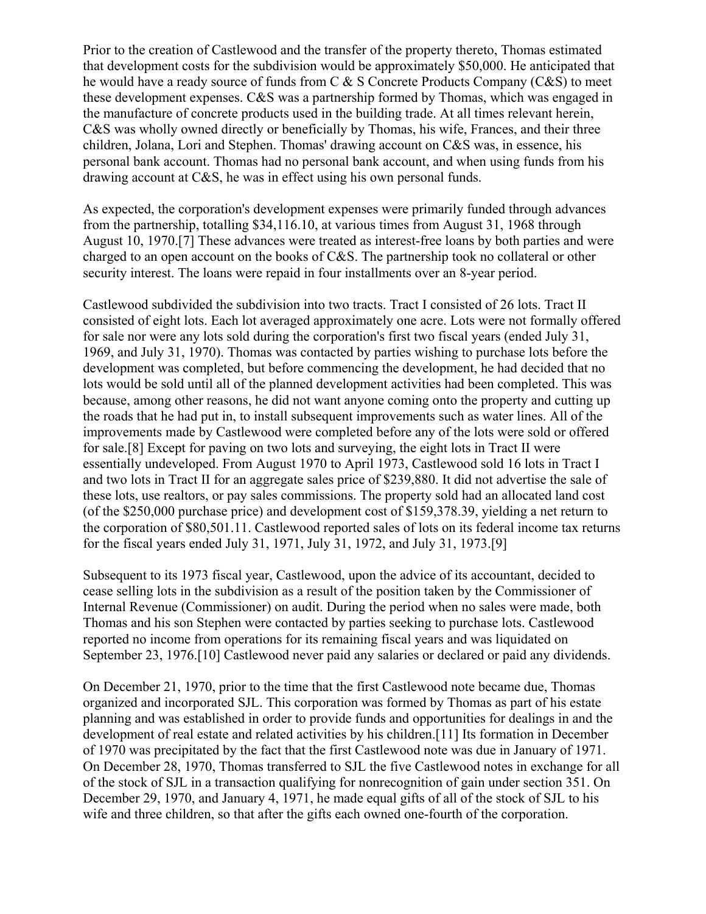Prior to the creation of Castlewood and the transfer of the property thereto, Thomas estimated that development costs for the subdivision would be approximately $50,000. He anticipated that he would have a ready source of funds from C & S Concrete Products Company (C&S) to meet these development expenses. C&S was a partnership formed by Thomas, which was engaged in the manufacture of concrete products used in the building trade. At all times relevant herein, C&S was wholly owned directly or beneficially by Thomas, his wife, Frances, and their three children, Jolana, Lori and Stephen. Thomas' drawing account on C&S was, in essence, his personal bank account. Thomas had no personal bank account, and when using funds from his drawing account at C&S, he was in effect using his own personal funds.

As expected, the corporation's development expenses were primarily funded through advances from the partnership, totalling $34,116.10, at various times from August 31, 1968 through August 10, 1970.[7] These advances were treated as interest-free loans by both parties and were charged to an open account on the books of C&S. The partnership took no collateral or other security interest. The loans were repaid in four installments over an 8-year period.

Castlewood subdivided the subdivision into two tracts. Tract I consisted of 26 lots. Tract II consisted of eight lots. Each lot averaged approximately one acre. Lots were not formally offered for sale nor were any lots sold during the corporation's first two fiscal years (ended July 31, 1969, and July 31, 1970). Thomas was contacted by parties wishing to purchase lots before the development was completed, but before commencing the development, he had decided that no lots would be sold until all of the planned development activities had been completed. This was because, among other reasons, he did not want anyone coming onto the property and cutting up the roads that he had put in, to install subsequent improvements such as water lines. All of the improvements made by Castlewood were completed before any of the lots were sold or offered for sale.[8] Except for paving on two lots and surveying, the eight lots in Tract II were essentially undeveloped. From August 1970 to April 1973, Castlewood sold 16 lots in Tract I and two lots in Tract II for an aggregate sales price of $239,880. It did not advertise the sale of these lots, use realtors, or pay sales commissions. The property sold had an allocated land cost (of the $250,000 purchase price) and development cost of $159,378.39, yielding a net return to the corporation of $80,501.11. Castlewood reported sales of lots on its federal income tax returns for the fiscal years ended July 31, 1971, July 31, 1972, and July 31, 1973.[9]

Subsequent to its 1973 fiscal year, Castlewood, upon the advice of its accountant, decided to cease selling lots in the subdivision as a result of the position taken by the Commissioner of Internal Revenue (Commissioner) on audit. During the period when no sales were made, both Thomas and his son Stephen were contacted by parties seeking to purchase lots. Castlewood reported no income from operations for its remaining fiscal years and was liquidated on September 23, 1976.[10] Castlewood never paid any salaries or declared or paid any dividends.

On December 21, 1970, prior to the time that the first Castlewood note became due, Thomas organized and incorporated SJL. This corporation was formed by Thomas as part of his estate planning and was established in order to provide funds and opportunities for dealings in and the development of real estate and related activities by his children.[11] Its formation in December of 1970 was precipitated by the fact that the first Castlewood note was due in January of 1971. On December 28, 1970, Thomas transferred to SJL the five Castlewood notes in exchange for all of the stock of SJL in a transaction qualifying for nonrecognition of gain under section 351. On December 29, 1970, and January 4, 1971, he made equal gifts of all of the stock of SJL to his wife and three children, so that after the gifts each owned one-fourth of the corporation.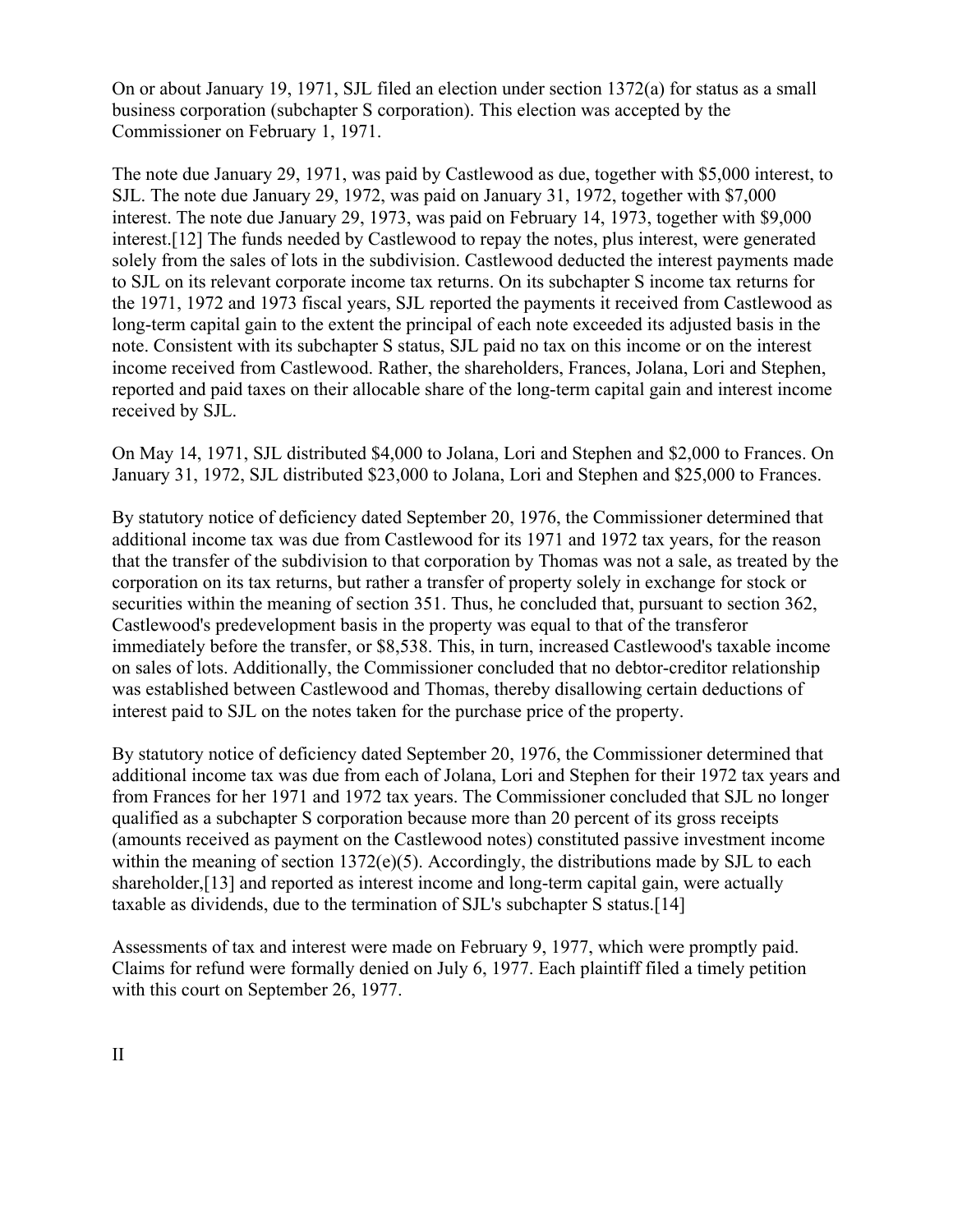On or about January 19, 1971, SJL filed an election under section 1372(a) for status as a small business corporation (subchapter S corporation). This election was accepted by the Commissioner on February 1, 1971.

The note due January 29, 1971, was paid by Castlewood as due, together with $5,000 interest, to SJL. The note due January 29, 1972, was paid on January 31, 1972, together with $7,000 interest. The note due January 29, 1973, was paid on February 14, 1973, together with $9,000 interest.[12] The funds needed by Castlewood to repay the notes, plus interest, were generated solely from the sales of lots in the subdivision. Castlewood deducted the interest payments made to SJL on its relevant corporate income tax returns. On its subchapter S income tax returns for the 1971, 1972 and 1973 fiscal years, SJL reported the payments it received from Castlewood as long-term capital gain to the extent the principal of each note exceeded its adjusted basis in the note. Consistent with its subchapter S status, SJL paid no tax on this income or on the interest income received from Castlewood. Rather, the shareholders, Frances, Jolana, Lori and Stephen, reported and paid taxes on their allocable share of the long-term capital gain and interest income received by SJL.

On May 14, 1971, SJL distributed $4,000 to Jolana, Lori and Stephen and $2,000 to Frances. On January 31, 1972, SJL distributed $23,000 to Jolana, Lori and Stephen and $25,000 to Frances.

By statutory notice of deficiency dated September 20, 1976, the Commissioner determined that additional income tax was due from Castlewood for its 1971 and 1972 tax years, for the reason that the transfer of the subdivision to that corporation by Thomas was not a sale, as treated by the corporation on its tax returns, but rather a transfer of property solely in exchange for stock or securities within the meaning of section 351. Thus, he concluded that, pursuant to section 362, Castlewood's predevelopment basis in the property was equal to that of the transferor immediately before the transfer, or $8,538. This, in turn, increased Castlewood's taxable income on sales of lots. Additionally, the Commissioner concluded that no debtor-creditor relationship was established between Castlewood and Thomas, thereby disallowing certain deductions of interest paid to SJL on the notes taken for the purchase price of the property.

By statutory notice of deficiency dated September 20, 1976, the Commissioner determined that additional income tax was due from each of Jolana, Lori and Stephen for their 1972 tax years and from Frances for her 1971 and 1972 tax years. The Commissioner concluded that SJL no longer qualified as a subchapter S corporation because more than 20 percent of its gross receipts (amounts received as payment on the Castlewood notes) constituted passive investment income within the meaning of section 1372(e)(5). Accordingly, the distributions made by SJL to each shareholder,[13] and reported as interest income and long-term capital gain, were actually taxable as dividends, due to the termination of SJL's subchapter S status.[14]

Assessments of tax and interest were made on February 9, 1977, which were promptly paid. Claims for refund were formally denied on July 6, 1977. Each plaintiff filed a timely petition with this court on September 26, 1977.

II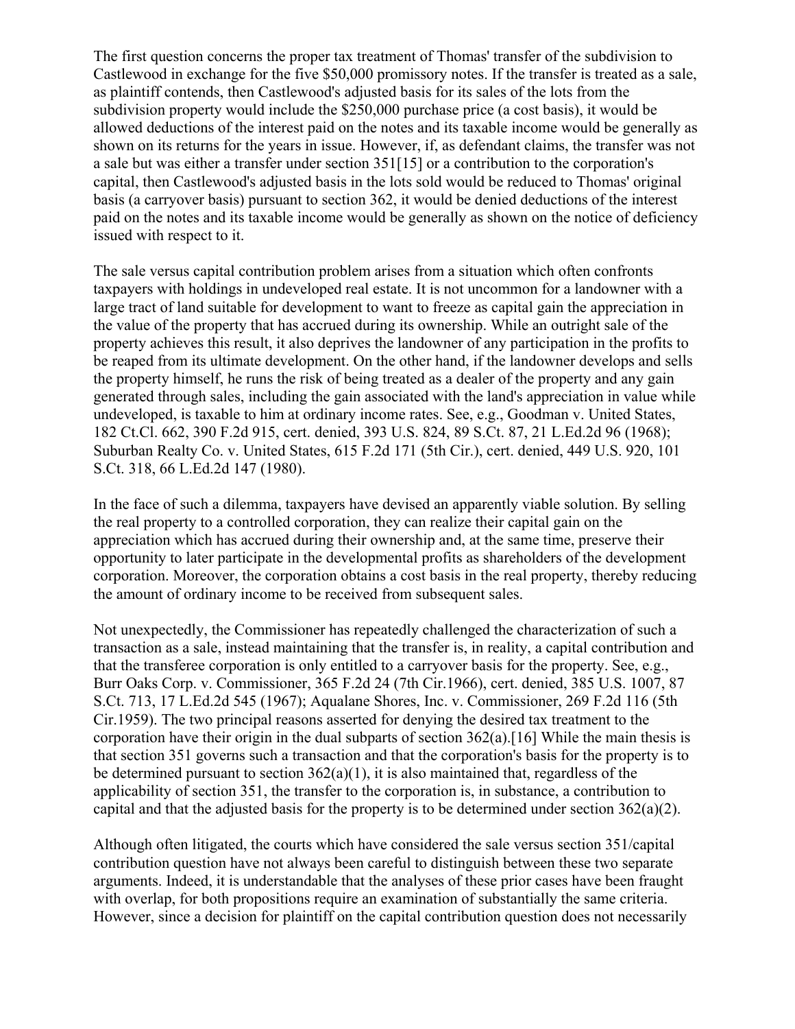The first question concerns the proper tax treatment of Thomas' transfer of the subdivision to Castlewood in exchange for the five $50,000 promissory notes. If the transfer is treated as a sale, as plaintiff contends, then Castlewood's adjusted basis for its sales of the lots from the subdivision property would include the $250,000 purchase price (a cost basis), it would be allowed deductions of the interest paid on the notes and its taxable income would be generally as shown on its returns for the years in issue. However, if, as defendant claims, the transfer was not a sale but was either a transfer under section 351[15] or a contribution to the corporation's capital, then Castlewood's adjusted basis in the lots sold would be reduced to Thomas' original basis (a carryover basis) pursuant to section 362, it would be denied deductions of the interest paid on the notes and its taxable income would be generally as shown on the notice of deficiency issued with respect to it.

The sale versus capital contribution problem arises from a situation which often confronts taxpayers with holdings in undeveloped real estate. It is not uncommon for a landowner with a large tract of land suitable for development to want to freeze as capital gain the appreciation in the value of the property that has accrued during its ownership. While an outright sale of the property achieves this result, it also deprives the landowner of any participation in the profits to be reaped from its ultimate development. On the other hand, if the landowner develops and sells the property himself, he runs the risk of being treated as a dealer of the property and any gain generated through sales, including the gain associated with the land's appreciation in value while undeveloped, is taxable to him at ordinary income rates. See, e.g., Goodman v. United States, 182 Ct.Cl. 662, 390 F.2d 915, cert. denied, 393 U.S. 824, 89 S.Ct. 87, 21 L.Ed.2d 96 (1968); Suburban Realty Co. v. United States, 615 F.2d 171 (5th Cir.), cert. denied, 449 U.S. 920, 101 S.Ct. 318, 66 L.Ed.2d 147 (1980).

In the face of such a dilemma, taxpayers have devised an apparently viable solution. By selling the real property to a controlled corporation, they can realize their capital gain on the appreciation which has accrued during their ownership and, at the same time, preserve their opportunity to later participate in the developmental profits as shareholders of the development corporation. Moreover, the corporation obtains a cost basis in the real property, thereby reducing the amount of ordinary income to be received from subsequent sales.

Not unexpectedly, the Commissioner has repeatedly challenged the characterization of such a transaction as a sale, instead maintaining that the transfer is, in reality, a capital contribution and that the transferee corporation is only entitled to a carryover basis for the property. See, e.g., Burr Oaks Corp. v. Commissioner, 365 F.2d 24 (7th Cir.1966), cert. denied, 385 U.S. 1007, 87 S.Ct. 713, 17 L.Ed.2d 545 (1967); Aqualane Shores, Inc. v. Commissioner, 269 F.2d 116 (5th Cir.1959). The two principal reasons asserted for denying the desired tax treatment to the corporation have their origin in the dual subparts of section 362(a).[16] While the main thesis is that section 351 governs such a transaction and that the corporation's basis for the property is to be determined pursuant to section 362(a)(1), it is also maintained that, regardless of the applicability of section 351, the transfer to the corporation is, in substance, a contribution to capital and that the adjusted basis for the property is to be determined under section 362(a)(2).

Although often litigated, the courts which have considered the sale versus section 351/capital contribution question have not always been careful to distinguish between these two separate arguments. Indeed, it is understandable that the analyses of these prior cases have been fraught with overlap, for both propositions require an examination of substantially the same criteria. However, since a decision for plaintiff on the capital contribution question does not necessarily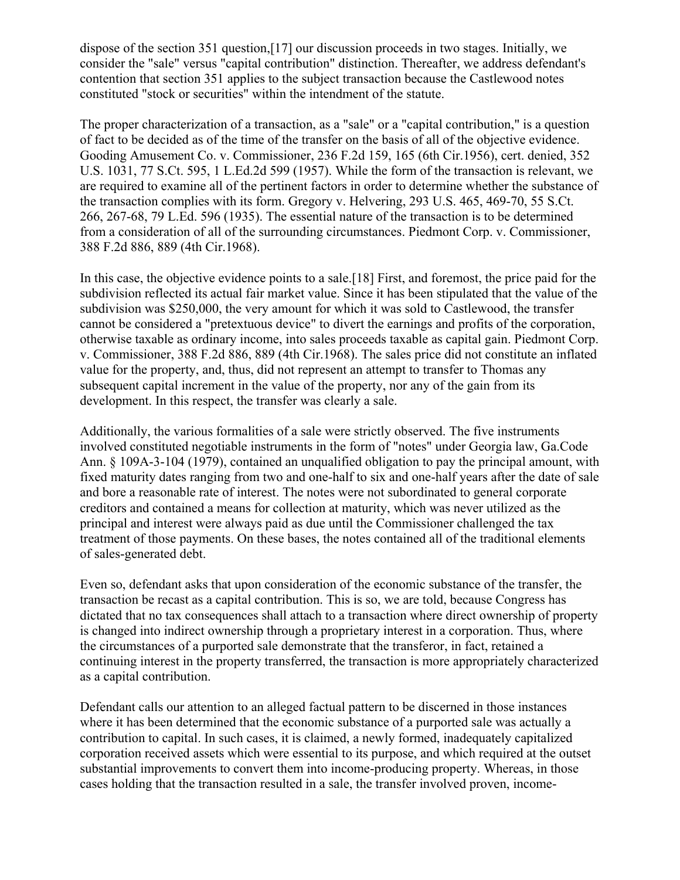dispose of the section 351 question,[17] our discussion proceeds in two stages. Initially, we consider the "sale" versus "capital contribution" distinction. Thereafter, we address defendant's contention that section 351 applies to the subject transaction because the Castlewood notes constituted "stock or securities" within the intendment of the statute.

The proper characterization of a transaction, as a "sale" or a "capital contribution," is a question of fact to be decided as of the time of the transfer on the basis of all of the objective evidence. Gooding Amusement Co. v. Commissioner, 236 F.2d 159, 165 (6th Cir.1956), cert. denied, 352 U.S. 1031, 77 S.Ct. 595, 1 L.Ed.2d 599 (1957). While the form of the transaction is relevant, we are required to examine all of the pertinent factors in order to determine whether the substance of the transaction complies with its form. Gregory v. Helvering, 293 U.S. 465, 469-70, 55 S.Ct. 266, 267-68, 79 L.Ed. 596 (1935). The essential nature of the transaction is to be determined from a consideration of all of the surrounding circumstances. Piedmont Corp. v. Commissioner, 388 F.2d 886, 889 (4th Cir.1968).

In this case, the objective evidence points to a sale.[18] First, and foremost, the price paid for the subdivision reflected its actual fair market value. Since it has been stipulated that the value of the subdivision was $250,000, the very amount for which it was sold to Castlewood, the transfer cannot be considered a "pretextuous device" to divert the earnings and profits of the corporation, otherwise taxable as ordinary income, into sales proceeds taxable as capital gain. Piedmont Corp. v. Commissioner, 388 F.2d 886, 889 (4th Cir.1968). The sales price did not constitute an inflated value for the property, and, thus, did not represent an attempt to transfer to Thomas any subsequent capital increment in the value of the property, nor any of the gain from its development. In this respect, the transfer was clearly a sale.

Additionally, the various formalities of a sale were strictly observed. The five instruments involved constituted negotiable instruments in the form of "notes" under Georgia law, Ga.Code Ann. § 109A-3-104 (1979), contained an unqualified obligation to pay the principal amount, with fixed maturity dates ranging from two and one-half to six and one-half years after the date of sale and bore a reasonable rate of interest. The notes were not subordinated to general corporate creditors and contained a means for collection at maturity, which was never utilized as the principal and interest were always paid as due until the Commissioner challenged the tax treatment of those payments. On these bases, the notes contained all of the traditional elements of sales-generated debt.

Even so, defendant asks that upon consideration of the economic substance of the transfer, the transaction be recast as a capital contribution. This is so, we are told, because Congress has dictated that no tax consequences shall attach to a transaction where direct ownership of property is changed into indirect ownership through a proprietary interest in a corporation. Thus, where the circumstances of a purported sale demonstrate that the transferor, in fact, retained a continuing interest in the property transferred, the transaction is more appropriately characterized as a capital contribution.

Defendant calls our attention to an alleged factual pattern to be discerned in those instances where it has been determined that the economic substance of a purported sale was actually a contribution to capital. In such cases, it is claimed, a newly formed, inadequately capitalized corporation received assets which were essential to its purpose, and which required at the outset substantial improvements to convert them into income-producing property. Whereas, in those cases holding that the transaction resulted in a sale, the transfer involved proven, income-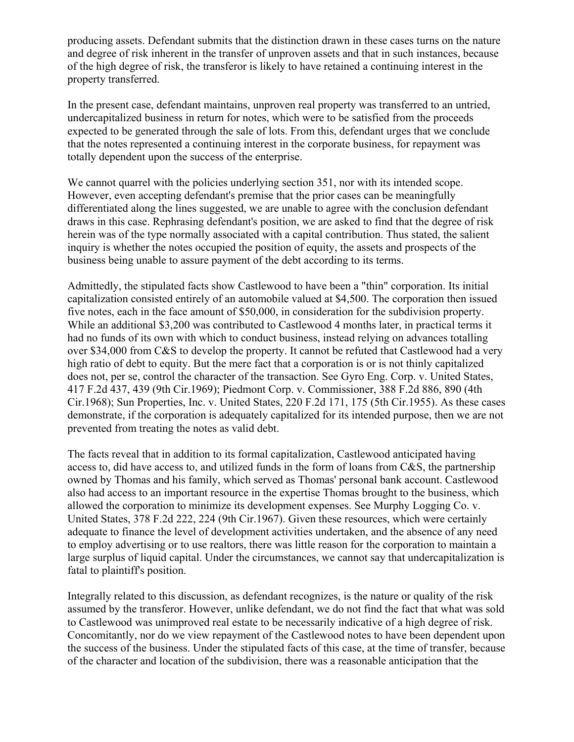producing assets. Defendant submits that the distinction drawn in these cases turns on the nature and degree of risk inherent in the transfer of unproven assets and that in such instances, because of the high degree of risk, the transferor is likely to have retained a continuing interest in the property transferred.

In the present case, defendant maintains, unproven real property was transferred to an untried, undercapitalized business in return for notes, which were to be satisfied from the proceeds expected to be generated through the sale of lots. From this, defendant urges that we conclude that the notes represented a continuing interest in the corporate business, for repayment was totally dependent upon the success of the enterprise.

We cannot quarrel with the policies underlying section 351, nor with its intended scope. However, even accepting defendant's premise that the prior cases can be meaningfully differentiated along the lines suggested, we are unable to agree with the conclusion defendant draws in this case. Rephrasing defendant's position, we are asked to find that the degree of risk herein was of the type normally associated with a capital contribution. Thus stated, the salient inquiry is whether the notes occupied the position of equity, the assets and prospects of the business being unable to assure payment of the debt according to its terms.

Admittedly, the stipulated facts show Castlewood to have been a "thin" corporation. Its initial capitalization consisted entirely of an automobile valued at $4,500. The corporation then issued five notes, each in the face amount of $50,000, in consideration for the subdivision property. While an additional $3,200 was contributed to Castlewood 4 months later, in practical terms it had no funds of its own with which to conduct business, instead relying on advances totalling over $34,000 from C&S to develop the property. It cannot be refuted that Castlewood had a very high ratio of debt to equity. But the mere fact that a corporation is or is not thinly capitalized does not, per se, control the character of the transaction. See Gyro Eng. Corp. v. United States, 417 F.2d 437, 439 (9th Cir.1969); Piedmont Corp. v. Commissioner, 388 F.2d 886, 890 (4th Cir.1968); Sun Properties, Inc. v. United States, 220 F.2d 171, 175 (5th Cir.1955). As these cases demonstrate, if the corporation is adequately capitalized for its intended purpose, then we are not prevented from treating the notes as valid debt.

The facts reveal that in addition to its formal capitalization, Castlewood anticipated having access to, did have access to, and utilized funds in the form of loans from C&S, the partnership owned by Thomas and his family, which served as Thomas' personal bank account. Castlewood also had access to an important resource in the expertise Thomas brought to the business, which allowed the corporation to minimize its development expenses. See Murphy Logging Co. v. United States, 378 F.2d 222, 224 (9th Cir.1967). Given these resources, which were certainly adequate to finance the level of development activities undertaken, and the absence of any need to employ advertising or to use realtors, there was little reason for the corporation to maintain a large surplus of liquid capital. Under the circumstances, we cannot say that undercapitalization is fatal to plaintiff's position.

Integrally related to this discussion, as defendant recognizes, is the nature or quality of the risk assumed by the transferor. However, unlike defendant, we do not find the fact that what was sold to Castlewood was unimproved real estate to be necessarily indicative of a high degree of risk. Concomitantly, nor do we view repayment of the Castlewood notes to have been dependent upon the success of the business. Under the stipulated facts of this case, at the time of transfer, because of the character and location of the subdivision, there was a reasonable anticipation that the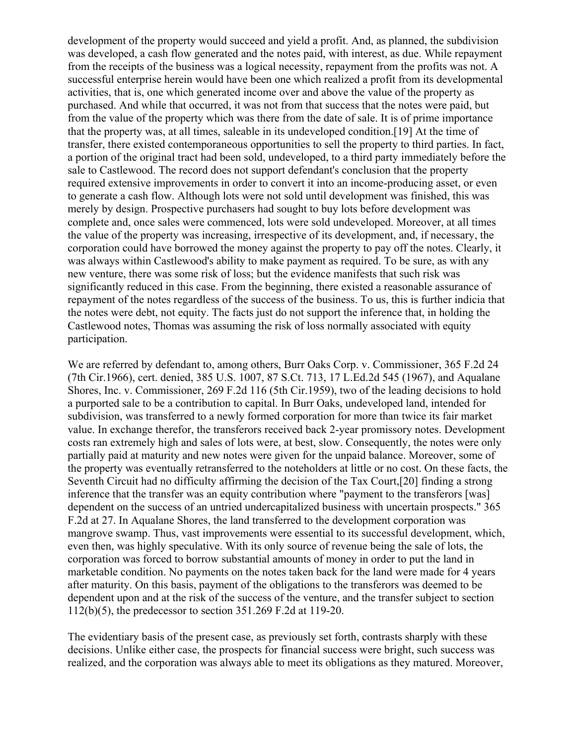development of the property would succeed and yield a profit. And, as planned, the subdivision was developed, a cash flow generated and the notes paid, with interest, as due. While repayment from the receipts of the business was a logical necessity, repayment from the profits was not. A successful enterprise herein would have been one which realized a profit from its developmental activities, that is, one which generated income over and above the value of the property as purchased. And while that occurred, it was not from that success that the notes were paid, but from the value of the property which was there from the date of sale. It is of prime importance that the property was, at all times, saleable in its undeveloped condition.[19] At the time of transfer, there existed contemporaneous opportunities to sell the property to third parties. In fact, a portion of the original tract had been sold, undeveloped, to a third party immediately before the sale to Castlewood. The record does not support defendant's conclusion that the property required extensive improvements in order to convert it into an income-producing asset, or even to generate a cash flow. Although lots were not sold until development was finished, this was merely by design. Prospective purchasers had sought to buy lots before development was complete and, once sales were commenced, lots were sold undeveloped. Moreover, at all times the value of the property was increasing, irrespective of its development, and, if necessary, the corporation could have borrowed the money against the property to pay off the notes. Clearly, it was always within Castlewood's ability to make payment as required. To be sure, as with any new venture, there was some risk of loss; but the evidence manifests that such risk was significantly reduced in this case. From the beginning, there existed a reasonable assurance of repayment of the notes regardless of the success of the business. To us, this is further indicia that the notes were debt, not equity. The facts just do not support the inference that, in holding the Castlewood notes, Thomas was assuming the risk of loss normally associated with equity participation.

We are referred by defendant to, among others, Burr Oaks Corp. v. Commissioner, 365 F.2d 24 (7th Cir.1966), cert. denied, 385 U.S. 1007, 87 S.Ct. 713, 17 L.Ed.2d 545 (1967), and Aqualane Shores, Inc. v. Commissioner, 269 F.2d 116 (5th Cir.1959), two of the leading decisions to hold a purported sale to be a contribution to capital. In Burr Oaks, undeveloped land, intended for subdivision, was transferred to a newly formed corporation for more than twice its fair market value. In exchange therefor, the transferors received back 2-year promissory notes. Development costs ran extremely high and sales of lots were, at best, slow. Consequently, the notes were only partially paid at maturity and new notes were given for the unpaid balance. Moreover, some of the property was eventually retransferred to the noteholders at little or no cost. On these facts, the Seventh Circuit had no difficulty affirming the decision of the Tax Court,[20] finding a strong inference that the transfer was an equity contribution where "payment to the transferors [was] dependent on the success of an untried undercapitalized business with uncertain prospects." 365 F.2d at 27. In Aqualane Shores, the land transferred to the development corporation was mangrove swamp. Thus, vast improvements were essential to its successful development, which, even then, was highly speculative. With its only source of revenue being the sale of lots, the corporation was forced to borrow substantial amounts of money in order to put the land in marketable condition. No payments on the notes taken back for the land were made for 4 years after maturity. On this basis, payment of the obligations to the transferors was deemed to be dependent upon and at the risk of the success of the venture, and the transfer subject to section 112(b)(5), the predecessor to section 351.269 F.2d at 119-20.

The evidentiary basis of the present case, as previously set forth, contrasts sharply with these decisions. Unlike either case, the prospects for financial success were bright, such success was realized, and the corporation was always able to meet its obligations as they matured. Moreover,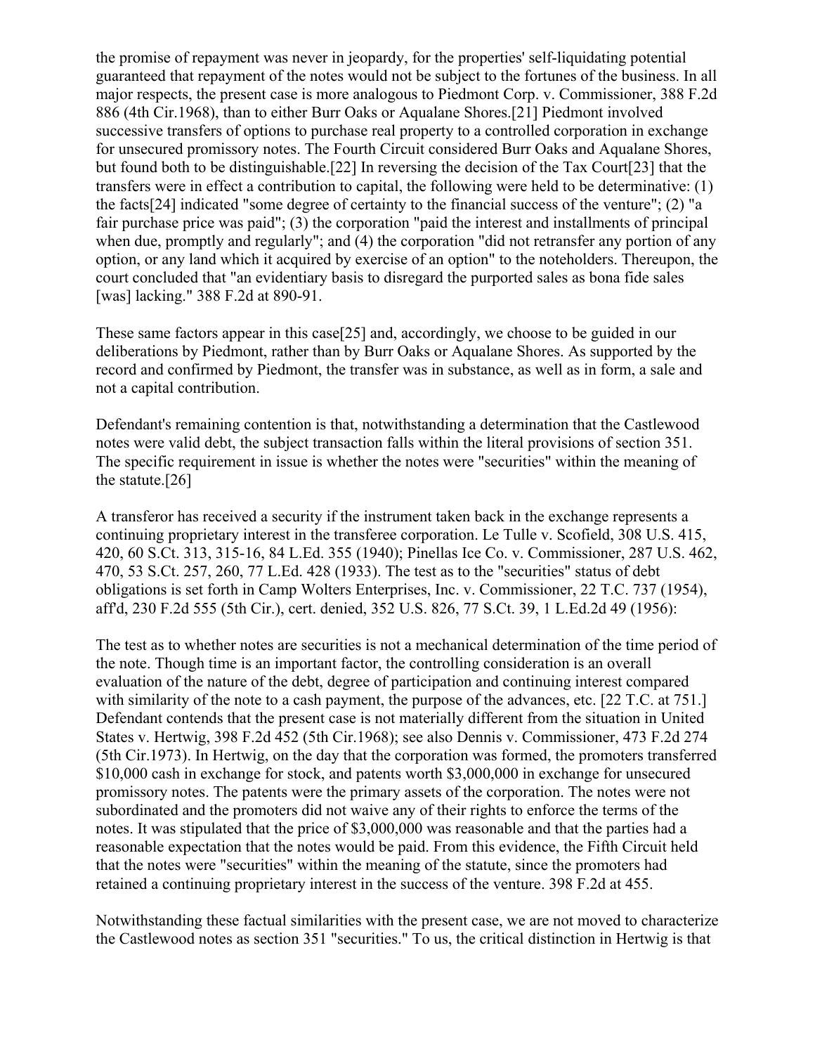the promise of repayment was never in jeopardy, for the properties' self-liquidating potential guaranteed that repayment of the notes would not be subject to the fortunes of the business. In all major respects, the present case is more analogous to Piedmont Corp. v. Commissioner, 388 F.2d 886 (4th Cir.1968), than to either Burr Oaks or Aqualane Shores.[21] Piedmont involved successive transfers of options to purchase real property to a controlled corporation in exchange for unsecured promissory notes. The Fourth Circuit considered Burr Oaks and Aqualane Shores, but found both to be distinguishable.[22] In reversing the decision of the Tax Court[23] that the transfers were in effect a contribution to capital, the following were held to be determinative: (1) the facts[24] indicated "some degree of certainty to the financial success of the venture"; (2) "a fair purchase price was paid"; (3) the corporation "paid the interest and installments of principal when due, promptly and regularly"; and (4) the corporation "did not retransfer any portion of any option, or any land which it acquired by exercise of an option" to the noteholders. Thereupon, the court concluded that "an evidentiary basis to disregard the purported sales as bona fide sales [was] lacking." 388 F.2d at 890-91.

These same factors appear in this case[25] and, accordingly, we choose to be guided in our deliberations by Piedmont, rather than by Burr Oaks or Aqualane Shores. As supported by the record and confirmed by Piedmont, the transfer was in substance, as well as in form, a sale and not a capital contribution.

Defendant's remaining contention is that, notwithstanding a determination that the Castlewood notes were valid debt, the subject transaction falls within the literal provisions of section 351. The specific requirement in issue is whether the notes were "securities" within the meaning of the statute.[26]

A transferor has received a security if the instrument taken back in the exchange represents a continuing proprietary interest in the transferee corporation. Le Tulle v. Scofield, 308 U.S. 415, 420, 60 S.Ct. 313, 315-16, 84 L.Ed. 355 (1940); Pinellas Ice Co. v. Commissioner, 287 U.S. 462, 470, 53 S.Ct. 257, 260, 77 L.Ed. 428 (1933). The test as to the "securities" status of debt obligations is set forth in Camp Wolters Enterprises, Inc. v. Commissioner, 22 T.C. 737 (1954), aff'd, 230 F.2d 555 (5th Cir.), cert. denied, 352 U.S. 826, 77 S.Ct. 39, 1 L.Ed.2d 49 (1956):

The test as to whether notes are securities is not a mechanical determination of the time period of the note. Though time is an important factor, the controlling consideration is an overall evaluation of the nature of the debt, degree of participation and continuing interest compared with similarity of the note to a cash payment, the purpose of the advances, etc. [22 T.C. at 751.] Defendant contends that the present case is not materially different from the situation in United States v. Hertwig, 398 F.2d 452 (5th Cir.1968); see also Dennis v. Commissioner, 473 F.2d 274 (5th Cir.1973). In Hertwig, on the day that the corporation was formed, the promoters transferred $10,000 cash in exchange for stock, and patents worth $3,000,000 in exchange for unsecured promissory notes. The patents were the primary assets of the corporation. The notes were not subordinated and the promoters did not waive any of their rights to enforce the terms of the notes. It was stipulated that the price of $3,000,000 was reasonable and that the parties had a reasonable expectation that the notes would be paid. From this evidence, the Fifth Circuit held that the notes were "securities" within the meaning of the statute, since the promoters had retained a continuing proprietary interest in the success of the venture. 398 F.2d at 455.

Notwithstanding these factual similarities with the present case, we are not moved to characterize the Castlewood notes as section 351 "securities." To us, the critical distinction in Hertwig is that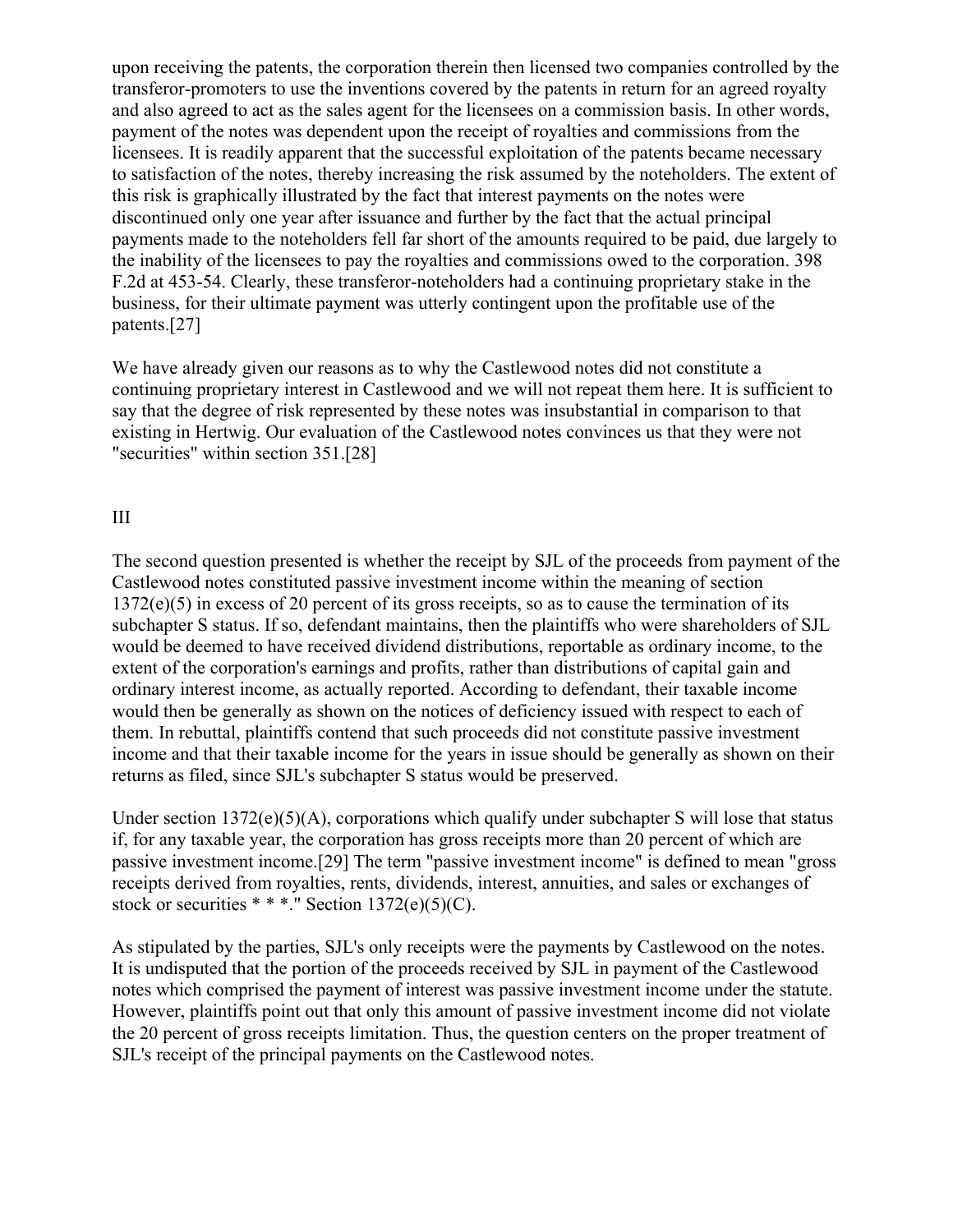upon receiving the patents, the corporation therein then licensed two companies controlled by the transferor-promoters to use the inventions covered by the patents in return for an agreed royalty and also agreed to act as the sales agent for the licensees on a commission basis. In other words, payment of the notes was dependent upon the receipt of royalties and commissions from the licensees. It is readily apparent that the successful exploitation of the patents became necessary to satisfaction of the notes, thereby increasing the risk assumed by the noteholders. The extent of this risk is graphically illustrated by the fact that interest payments on the notes were discontinued only one year after issuance and further by the fact that the actual principal payments made to the noteholders fell far short of the amounts required to be paid, due largely to the inability of the licensees to pay the royalties and commissions owed to the corporation. 398 F.2d at 453-54. Clearly, these transferor-noteholders had a continuing proprietary stake in the business, for their ultimate payment was utterly contingent upon the profitable use of the patents.[27]

We have already given our reasons as to why the Castlewood notes did not constitute a continuing proprietary interest in Castlewood and we will not repeat them here. It is sufficient to say that the degree of risk represented by these notes was insubstantial in comparison to that existing in Hertwig. Our evaluation of the Castlewood notes convinces us that they were not "securities" within section 351.[28]

## III

The second question presented is whether the receipt by SJL of the proceeds from payment of the Castlewood notes constituted passive investment income within the meaning of section 1372(e)(5) in excess of 20 percent of its gross receipts, so as to cause the termination of its subchapter S status. If so, defendant maintains, then the plaintiffs who were shareholders of SJL would be deemed to have received dividend distributions, reportable as ordinary income, to the extent of the corporation's earnings and profits, rather than distributions of capital gain and ordinary interest income, as actually reported. According to defendant, their taxable income would then be generally as shown on the notices of deficiency issued with respect to each of them. In rebuttal, plaintiffs contend that such proceeds did not constitute passive investment income and that their taxable income for the years in issue should be generally as shown on their returns as filed, since SJL's subchapter S status would be preserved.

Under section 1372(e)(5)(A), corporations which qualify under subchapter S will lose that status if, for any taxable year, the corporation has gross receipts more than 20 percent of which are passive investment income.[29] The term "passive investment income" is defined to mean "gross receipts derived from royalties, rents, dividends, interest, annuities, and sales or exchanges of stock or securities * * *." Section 1372(e)(5)(C).

As stipulated by the parties, SJL's only receipts were the payments by Castlewood on the notes. It is undisputed that the portion of the proceeds received by SJL in payment of the Castlewood notes which comprised the payment of interest was passive investment income under the statute. However, plaintiffs point out that only this amount of passive investment income did not violate the 20 percent of gross receipts limitation. Thus, the question centers on the proper treatment of SJL's receipt of the principal payments on the Castlewood notes.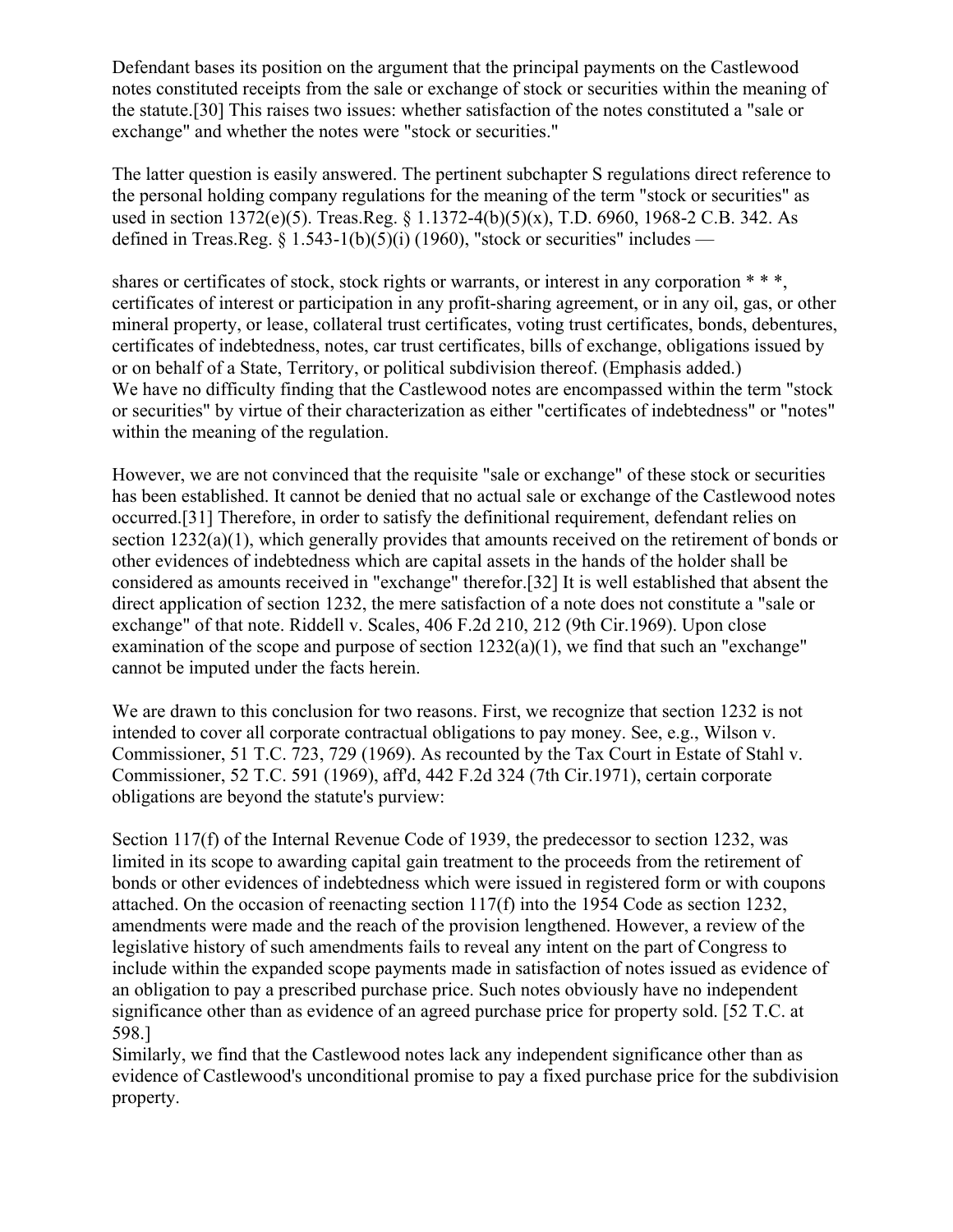Defendant bases its position on the argument that the principal payments on the Castlewood notes constituted receipts from the sale or exchange of stock or securities within the meaning of the statute.[30] This raises two issues: whether satisfaction of the notes constituted a "sale or exchange" and whether the notes were "stock or securities."

The latter question is easily answered. The pertinent subchapter S regulations direct reference to the personal holding company regulations for the meaning of the term "stock or securities" as used in section 1372(e)(5). Treas.Reg. § 1.1372-4(b)(5)(x), T.D. 6960, 1968-2 C.B. 342. As defined in Treas.Reg. § 1.543-1(b)(5)(i) (1960), "stock or securities" includes —

> shares or certificates of stock, stock rights or warrants, or interest in any corporation * * *, certificates of interest or participation in any profit-sharing agreement, or in any oil, gas, or other mineral property, or lease, collateral trust certificates, voting trust certificates, bonds, debentures, certificates of indebtedness, notes, car trust certificates, bills of exchange, obligations issued by or on behalf of a State, Territory, or political subdivision thereof. (Emphasis added.)

We have no difficulty finding that the Castlewood notes are encompassed within the term "stock or securities" by virtue of their characterization as either "certificates of indebtedness" or "notes" within the meaning of the regulation.

However, we are not convinced that the requisite "sale or exchange" of these stock or securities has been established. It cannot be denied that no actual sale or exchange of the Castlewood notes occurred.[31] Therefore, in order to satisfy the definitional requirement, defendant relies on section 1232(a)(1), which generally provides that amounts received on the retirement of bonds or other evidences of indebtedness which are capital assets in the hands of the holder shall be considered as amounts received in "exchange" therefor.[32] It is well established that absent the direct application of section 1232, the mere satisfaction of a note does not constitute a "sale or exchange" of that note. Riddell v. Scales, 406 F.2d 210, 212 (9th Cir.1969). Upon close examination of the scope and purpose of section 1232(a)(1), we find that such an "exchange" cannot be imputed under the facts herein.

We are drawn to this conclusion for two reasons. First, we recognize that section 1232 is not intended to cover all corporate contractual obligations to pay money. See, e.g., Wilson v. Commissioner, 51 T.C. 723, 729 (1969). As recounted by the Tax Court in Estate of Stahl v. Commissioner, 52 T.C. 591 (1969), aff'd, 442 F.2d 324 (7th Cir.1971), certain corporate obligations are beyond the statute's purview:

> Section 117(f) of the Internal Revenue Code of 1939, the predecessor to section 1232, was limited in its scope to awarding capital gain treatment to the proceeds from the retirement of bonds or other evidences of indebtedness which were issued in registered form or with coupons attached. On the occasion of reenacting section 117(f) into the 1954 Code as section 1232, amendments were made and the reach of the provision lengthened. However, a review of the legislative history of such amendments fails to reveal any intent on the part of Congress to include within the expanded scope payments made in satisfaction of notes issued as evidence of an obligation to pay a prescribed purchase price. Such notes obviously have no independent significance other than as evidence of an agreed purchase price for property sold. [52 T.C. at 598.]

Similarly, we find that the Castlewood notes lack any independent significance other than as evidence of Castlewood's unconditional promise to pay a fixed purchase price for the subdivision property.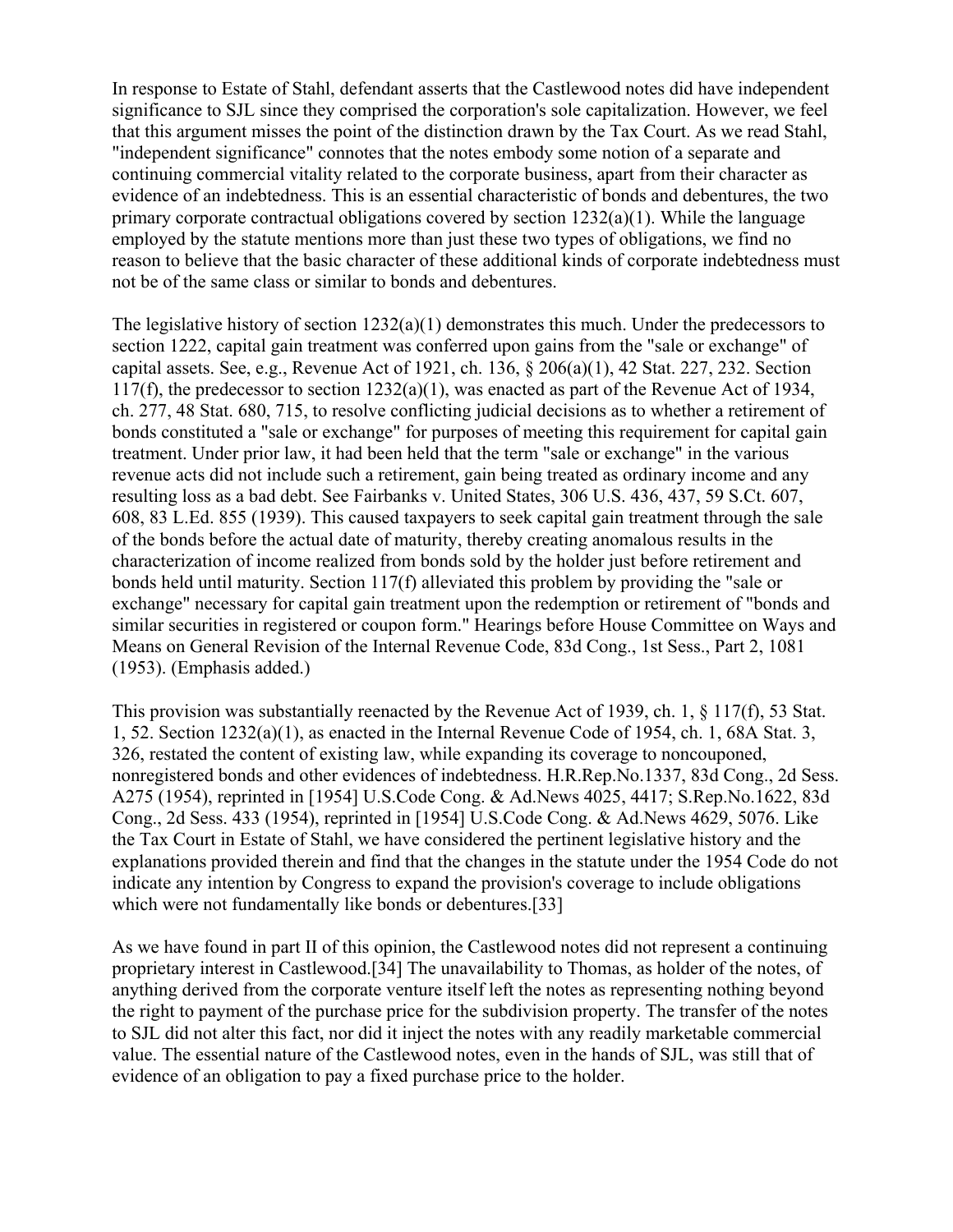In response to Estate of Stahl, defendant asserts that the Castlewood notes did have independent significance to SJL since they comprised the corporation's sole capitalization. However, we feel that this argument misses the point of the distinction drawn by the Tax Court. As we read Stahl, "independent significance" connotes that the notes embody some notion of a separate and continuing commercial vitality related to the corporate business, apart from their character as evidence of an indebtedness. This is an essential characteristic of bonds and debentures, the two primary corporate contractual obligations covered by section 1232(a)(1). While the language employed by the statute mentions more than just these two types of obligations, we find no reason to believe that the basic character of these additional kinds of corporate indebtedness must not be of the same class or similar to bonds and debentures.

The legislative history of section 1232(a)(1) demonstrates this much. Under the predecessors to section 1222, capital gain treatment was conferred upon gains from the "sale or exchange" of capital assets. See, e.g., Revenue Act of 1921, ch. 136, § 206(a)(1), 42 Stat. 227, 232. Section 117(f), the predecessor to section 1232(a)(1), was enacted as part of the Revenue Act of 1934, ch. 277, 48 Stat. 680, 715, to resolve conflicting judicial decisions as to whether a retirement of bonds constituted a "sale or exchange" for purposes of meeting this requirement for capital gain treatment. Under prior law, it had been held that the term "sale or exchange" in the various revenue acts did not include such a retirement, gain being treated as ordinary income and any resulting loss as a bad debt. See Fairbanks v. United States, 306 U.S. 436, 437, 59 S.Ct. 607, 608, 83 L.Ed. 855 (1939). This caused taxpayers to seek capital gain treatment through the sale of the bonds before the actual date of maturity, thereby creating anomalous results in the characterization of income realized from bonds sold by the holder just before retirement and bonds held until maturity. Section 117(f) alleviated this problem by providing the "sale or exchange" necessary for capital gain treatment upon the redemption or retirement of "bonds and similar securities in registered or coupon form." Hearings before House Committee on Ways and Means on General Revision of the Internal Revenue Code, 83d Cong., 1st Sess., Part 2, 1081 (1953). (Emphasis added.)

This provision was substantially reenacted by the Revenue Act of 1939, ch. 1, § 117(f), 53 Stat. 1, 52. Section 1232(a)(1), as enacted in the Internal Revenue Code of 1954, ch. 1, 68A Stat. 3, 326, restated the content of existing law, while expanding its coverage to noncouponed, nonregistered bonds and other evidences of indebtedness. H.R.Rep.No.1337, 83d Cong., 2d Sess. A275 (1954), reprinted in [1954] U.S.Code Cong. & Ad.News 4025, 4417; S.Rep.No.1622, 83d Cong., 2d Sess. 433 (1954), reprinted in [1954] U.S.Code Cong. & Ad.News 4629, 5076. Like the Tax Court in Estate of Stahl, we have considered the pertinent legislative history and the explanations provided therein and find that the changes in the statute under the 1954 Code do not indicate any intention by Congress to expand the provision's coverage to include obligations which were not fundamentally like bonds or debentures.[33]

As we have found in part II of this opinion, the Castlewood notes did not represent a continuing proprietary interest in Castlewood.[34] The unavailability to Thomas, as holder of the notes, of anything derived from the corporate venture itself left the notes as representing nothing beyond the right to payment of the purchase price for the subdivision property. The transfer of the notes to SJL did not alter this fact, nor did it inject the notes with any readily marketable commercial value. The essential nature of the Castlewood notes, even in the hands of SJL, was still that of evidence of an obligation to pay a fixed purchase price to the holder.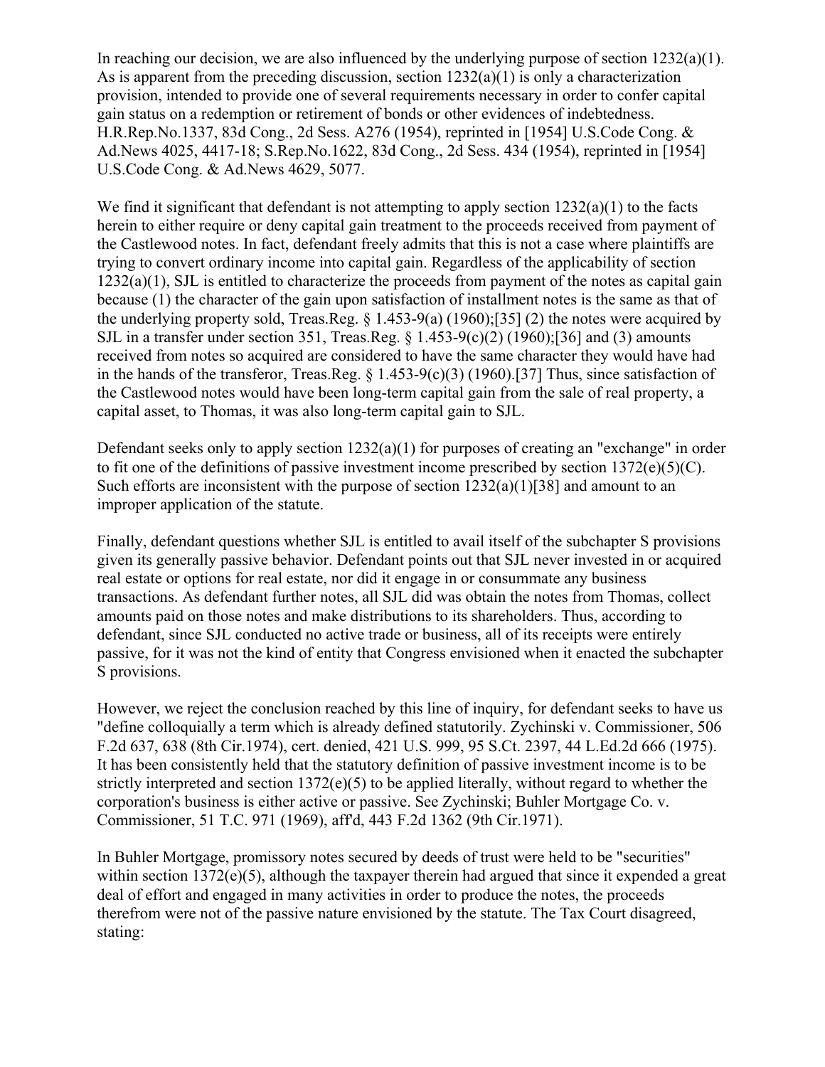In reaching our decision, we are also influenced by the underlying purpose of section 1232(a)(1). As is apparent from the preceding discussion, section 1232(a)(1) is only a characterization provision, intended to provide one of several requirements necessary in order to confer capital gain status on a redemption or retirement of bonds or other evidences of indebtedness. H.R.Rep.No.1337, 83d Cong., 2d Sess. A276 (1954), reprinted in [1954] U.S.Code Cong. & Ad.News 4025, 4417-18; S.Rep.No.1622, 83d Cong., 2d Sess. 434 (1954), reprinted in [1954] U.S.Code Cong. & Ad.News 4629, 5077.

We find it significant that defendant is not attempting to apply section 1232(a)(1) to the facts herein to either require or deny capital gain treatment to the proceeds received from payment of the Castlewood notes. In fact, defendant freely admits that this is not a case where plaintiffs are trying to convert ordinary income into capital gain. Regardless of the applicability of section 1232(a)(1), SJL is entitled to characterize the proceeds from payment of the notes as capital gain because (1) the character of the gain upon satisfaction of installment notes is the same as that of the underlying property sold, Treas.Reg. § 1.453-9(a) (1960);[35] (2) the notes were acquired by SJL in a transfer under section 351, Treas.Reg. § 1.453-9(c)(2) (1960);[36] and (3) amounts received from notes so acquired are considered to have the same character they would have had in the hands of the transferor, Treas.Reg. § 1.453-9(c)(3) (1960).[37] Thus, since satisfaction of the Castlewood notes would have been long-term capital gain from the sale of real property, a capital asset, to Thomas, it was also long-term capital gain to SJL.

Defendant seeks only to apply section 1232(a)(1) for purposes of creating an "exchange" in order to fit one of the definitions of passive investment income prescribed by section 1372(e)(5)(C). Such efforts are inconsistent with the purpose of section 1232(a)(1)[38] and amount to an improper application of the statute.

Finally, defendant questions whether SJL is entitled to avail itself of the subchapter S provisions given its generally passive behavior. Defendant points out that SJL never invested in or acquired real estate or options for real estate, nor did it engage in or consummate any business transactions. As defendant further notes, all SJL did was obtain the notes from Thomas, collect amounts paid on those notes and make distributions to its shareholders. Thus, according to defendant, since SJL conducted no active trade or business, all of its receipts were entirely passive, for it was not the kind of entity that Congress envisioned when it enacted the subchapter S provisions.

However, we reject the conclusion reached by this line of inquiry, for defendant seeks to have us "define colloquially a term which is already defined statutorily. Zychinski v. Commissioner, 506 F.2d 637, 638 (8th Cir.1974), cert. denied, 421 U.S. 999, 95 S.Ct. 2397, 44 L.Ed.2d 666 (1975). It has been consistently held that the statutory definition of passive investment income is to be strictly interpreted and section 1372(e)(5) to be applied literally, without regard to whether the corporation's business is either active or passive. See Zychinski; Buhler Mortgage Co. v. Commissioner, 51 T.C. 971 (1969), aff'd, 443 F.2d 1362 (9th Cir.1971).

In Buhler Mortgage, promissory notes secured by deeds of trust were held to be "securities" within section 1372(e)(5), although the taxpayer therein had argued that since it expended a great deal of effort and engaged in many activities in order to produce the notes, the proceeds therefrom were not of the passive nature envisioned by the statute. The Tax Court disagreed, stating: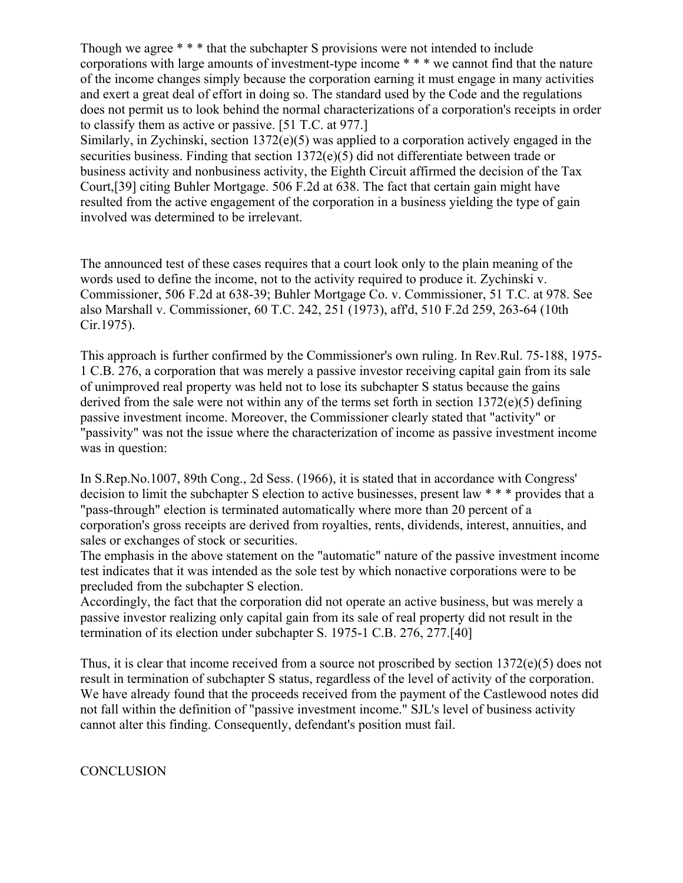Though we agree * * * that the subchapter S provisions were not intended to include corporations with large amounts of investment-type income * * * we cannot find that the nature of the income changes simply because the corporation earning it must engage in many activities and exert a great deal of effort in doing so. The standard used by the Code and the regulations does not permit us to look behind the normal characterizations of a corporation's receipts in order to classify them as active or passive. [51 T.C. at 977.]

Similarly, in Zychinski, section 1372(e)(5) was applied to a corporation actively engaged in the securities business. Finding that section 1372(e)(5) did not differentiate between trade or business activity and nonbusiness activity, the Eighth Circuit affirmed the decision of the Tax Court,[39] citing Buhler Mortgage. 506 F.2d at 638. The fact that certain gain might have resulted from the active engagement of the corporation in a business yielding the type of gain involved was determined to be irrelevant.

The announced test of these cases requires that a court look only to the plain meaning of the words used to define the income, not to the activity required to produce it. Zychinski v. Commissioner, 506 F.2d at 638-39; Buhler Mortgage Co. v. Commissioner, 51 T.C. at 978. See also Marshall v. Commissioner, 60 T.C. 242, 251 (1973), aff'd, 510 F.2d 259, 263-64 (10th Cir.1975).

This approach is further confirmed by the Commissioner's own ruling. In Rev.Rul. 75-188, 1975-1 C.B. 276, a corporation that was merely a passive investor receiving capital gain from its sale of unimproved real property was held not to lose its subchapter S status because the gains derived from the sale were not within any of the terms set forth in section 1372(e)(5) defining passive investment income. Moreover, the Commissioner clearly stated that "activity" or "passivity" was not the issue where the characterization of income as passive investment income was in question:

In S.Rep.No.1007, 89th Cong., 2d Sess. (1966), it is stated that in accordance with Congress' decision to limit the subchapter S election to active businesses, present law * * * provides that a "pass-through" election is terminated automatically where more than 20 percent of a corporation's gross receipts are derived from royalties, rents, dividends, interest, annuities, and sales or exchanges of stock or securities.

The emphasis in the above statement on the "automatic" nature of the passive investment income test indicates that it was intended as the sole test by which nonactive corporations were to be precluded from the subchapter S election.

Accordingly, the fact that the corporation did not operate an active business, but was merely a passive investor realizing only capital gain from its sale of real property did not result in the termination of its election under subchapter S. 1975-1 C.B. 276, 277.[40]

Thus, it is clear that income received from a source not proscribed by section 1372(e)(5) does not result in termination of subchapter S status, regardless of the level of activity of the corporation. We have already found that the proceeds received from the payment of the Castlewood notes did not fall within the definition of "passive investment income." SJL's level of business activity cannot alter this finding. Consequently, defendant's position must fail.

## CONCLUSION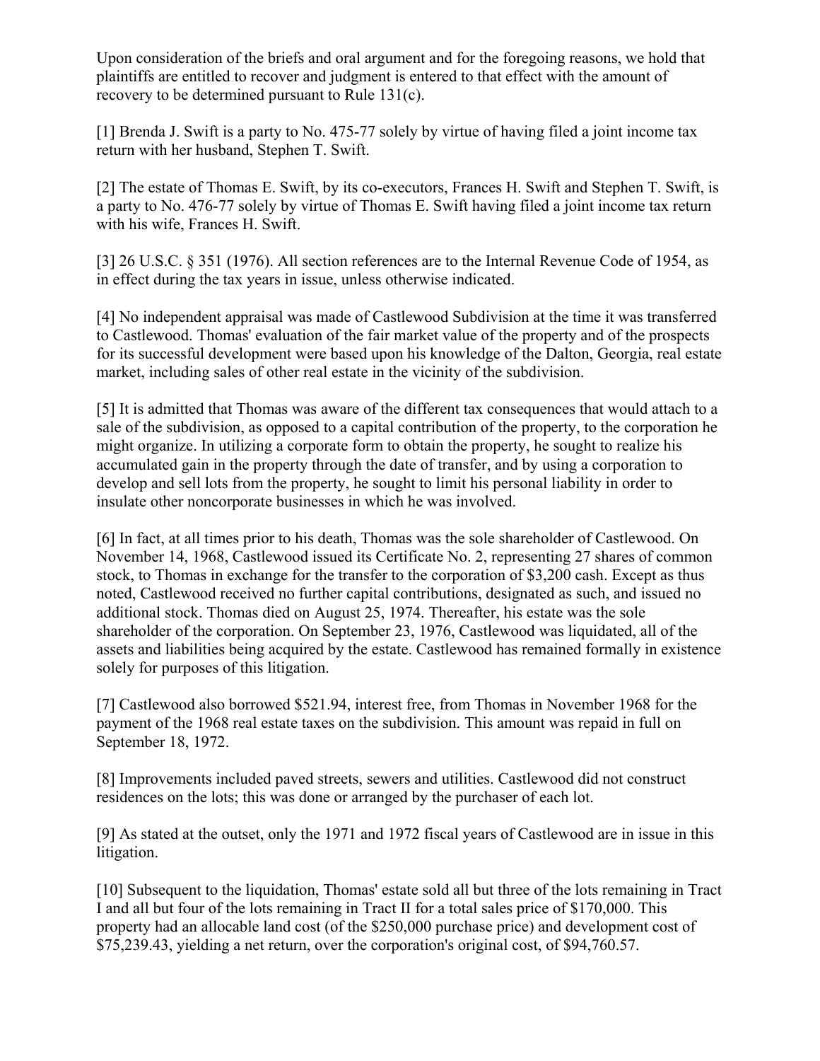Upon consideration of the briefs and oral argument and for the foregoing reasons, we hold that plaintiffs are entitled to recover and judgment is entered to that effect with the amount of recovery to be determined pursuant to Rule 131(c).

[1] Brenda J. Swift is a party to No. 475-77 solely by virtue of having filed a joint income tax return with her husband, Stephen T. Swift.

[2] The estate of Thomas E. Swift, by its co-executors, Frances H. Swift and Stephen T. Swift, is a party to No. 476-77 solely by virtue of Thomas E. Swift having filed a joint income tax return with his wife, Frances H. Swift.

[3] 26 U.S.C. § 351 (1976). All section references are to the Internal Revenue Code of 1954, as in effect during the tax years in issue, unless otherwise indicated.

[4] No independent appraisal was made of Castlewood Subdivision at the time it was transferred to Castlewood. Thomas' evaluation of the fair market value of the property and of the prospects for its successful development were based upon his knowledge of the Dalton, Georgia, real estate market, including sales of other real estate in the vicinity of the subdivision.

[5] It is admitted that Thomas was aware of the different tax consequences that would attach to a sale of the subdivision, as opposed to a capital contribution of the property, to the corporation he might organize. In utilizing a corporate form to obtain the property, he sought to realize his accumulated gain in the property through the date of transfer, and by using a corporation to develop and sell lots from the property, he sought to limit his personal liability in order to insulate other noncorporate businesses in which he was involved.

[6] In fact, at all times prior to his death, Thomas was the sole shareholder of Castlewood. On November 14, 1968, Castlewood issued its Certificate No. 2, representing 27 shares of common stock, to Thomas in exchange for the transfer to the corporation of $3,200 cash. Except as thus noted, Castlewood received no further capital contributions, designated as such, and issued no additional stock. Thomas died on August 25, 1974. Thereafter, his estate was the sole shareholder of the corporation. On September 23, 1976, Castlewood was liquidated, all of the assets and liabilities being acquired by the estate. Castlewood has remained formally in existence solely for purposes of this litigation.

[7] Castlewood also borrowed $521.94, interest free, from Thomas in November 1968 for the payment of the 1968 real estate taxes on the subdivision. This amount was repaid in full on September 18, 1972.

[8] Improvements included paved streets, sewers and utilities. Castlewood did not construct residences on the lots; this was done or arranged by the purchaser of each lot.

[9] As stated at the outset, only the 1971 and 1972 fiscal years of Castlewood are in issue in this litigation.

[10] Subsequent to the liquidation, Thomas' estate sold all but three of the lots remaining in Tract I and all but four of the lots remaining in Tract II for a total sales price of $170,000. This property had an allocable land cost (of the $250,000 purchase price) and development cost of $75,239.43, yielding a net return, over the corporation's original cost, of $94,760.57.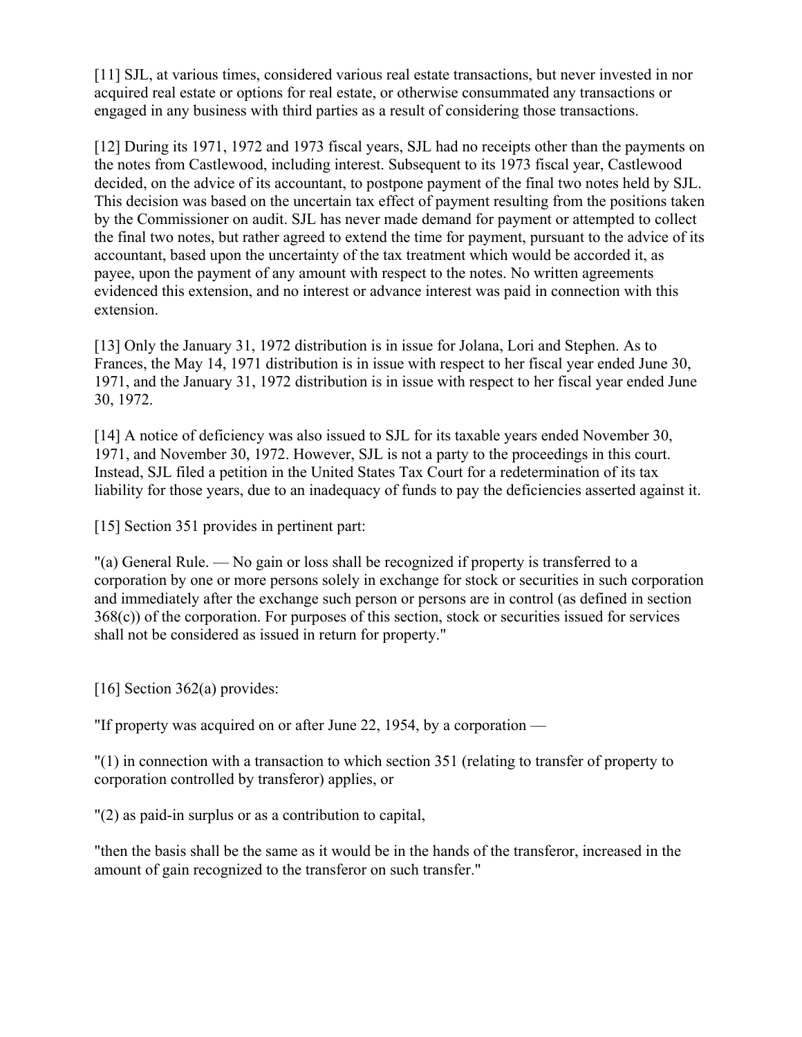[11] SJL, at various times, considered various real estate transactions, but never invested in nor acquired real estate or options for real estate, or otherwise consummated any transactions or engaged in any business with third parties as a result of considering those transactions.

[12] During its 1971, 1972 and 1973 fiscal years, SJL had no receipts other than the payments on the notes from Castlewood, including interest. Subsequent to its 1973 fiscal year, Castlewood decided, on the advice of its accountant, to postpone payment of the final two notes held by SJL. This decision was based on the uncertain tax effect of payment resulting from the positions taken by the Commissioner on audit. SJL has never made demand for payment or attempted to collect the final two notes, but rather agreed to extend the time for payment, pursuant to the advice of its accountant, based upon the uncertainty of the tax treatment which would be accorded it, as payee, upon the payment of any amount with respect to the notes. No written agreements evidenced this extension, and no interest or advance interest was paid in connection with this extension.

[13] Only the January 31, 1972 distribution is in issue for Jolana, Lori and Stephen. As to Frances, the May 14, 1971 distribution is in issue with respect to her fiscal year ended June 30, 1971, and the January 31, 1972 distribution is in issue with respect to her fiscal year ended June 30, 1972.

[14] A notice of deficiency was also issued to SJL for its taxable years ended November 30, 1971, and November 30, 1972. However, SJL is not a party to the proceedings in this court. Instead, SJL filed a petition in the United States Tax Court for a redetermination of its tax liability for those years, due to an inadequacy of funds to pay the deficiencies asserted against it.

[15] Section 351 provides in pertinent part:

"(a) General Rule. — No gain or loss shall be recognized if property is transferred to a corporation by one or more persons solely in exchange for stock or securities in such corporation and immediately after the exchange such person or persons are in control (as defined in section 368(c)) of the corporation. For purposes of this section, stock or securities issued for services shall not be considered as issued in return for property."

[16] Section 362(a) provides:

"If property was acquired on or after June 22, 1954, by a corporation —

"(1) in connection with a transaction to which section 351 (relating to transfer of property to corporation controlled by transferor) applies, or

"(2) as paid-in surplus or as a contribution to capital,

"then the basis shall be the same as it would be in the hands of the transferor, increased in the amount of gain recognized to the transferor on such transfer."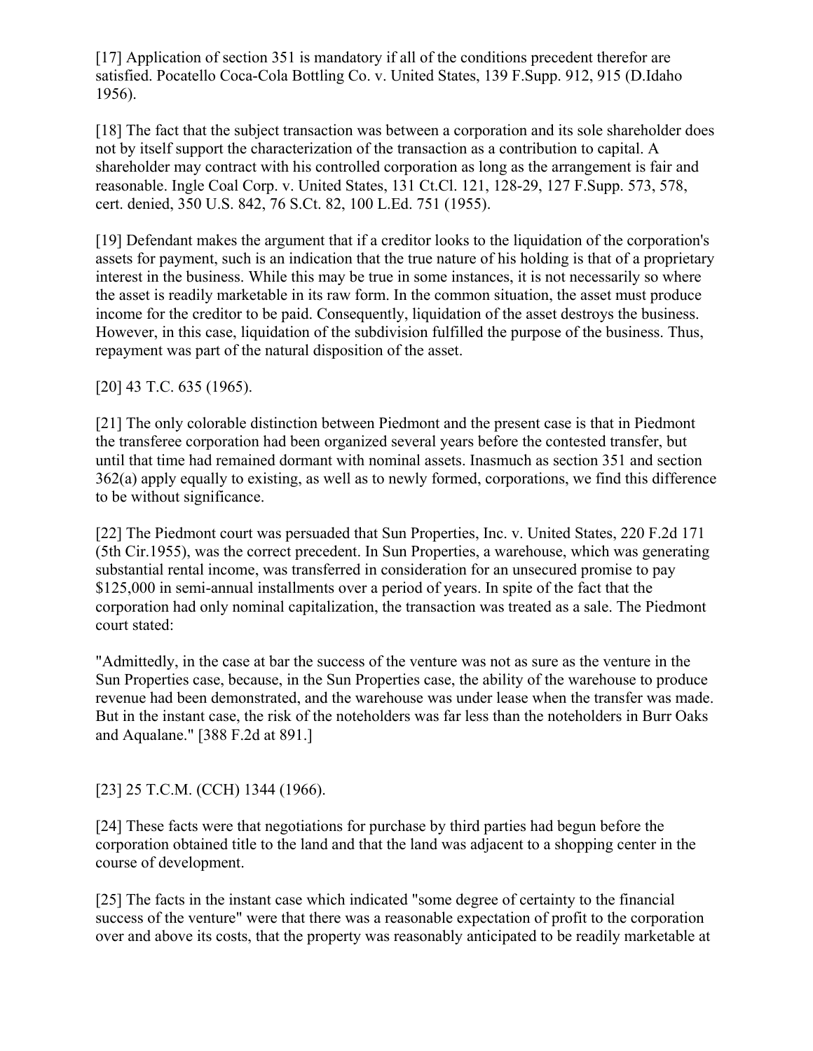[17] Application of section 351 is mandatory if all of the conditions precedent therefor are satisfied. Pocatello Coca-Cola Bottling Co. v. United States, 139 F.Supp. 912, 915 (D.Idaho 1956).

[18] The fact that the subject transaction was between a corporation and its sole shareholder does not by itself support the characterization of the transaction as a contribution to capital. A shareholder may contract with his controlled corporation as long as the arrangement is fair and reasonable. Ingle Coal Corp. v. United States, 131 Ct.Cl. 121, 128-29, 127 F.Supp. 573, 578, cert. denied, 350 U.S. 842, 76 S.Ct. 82, 100 L.Ed. 751 (1955).

[19] Defendant makes the argument that if a creditor looks to the liquidation of the corporation's assets for payment, such is an indication that the true nature of his holding is that of a proprietary interest in the business. While this may be true in some instances, it is not necessarily so where the asset is readily marketable in its raw form. In the common situation, the asset must produce income for the creditor to be paid. Consequently, liquidation of the asset destroys the business. However, in this case, liquidation of the subdivision fulfilled the purpose of the business. Thus, repayment was part of the natural disposition of the asset.

[20] 43 T.C. 635 (1965).

[21] The only colorable distinction between Piedmont and the present case is that in Piedmont the transferee corporation had been organized several years before the contested transfer, but until that time had remained dormant with nominal assets. Inasmuch as section 351 and section 362(a) apply equally to existing, as well as to newly formed, corporations, we find this difference to be without significance.

[22] The Piedmont court was persuaded that Sun Properties, Inc. v. United States, 220 F.2d 171 (5th Cir.1955), was the correct precedent. In Sun Properties, a warehouse, which was generating substantial rental income, was transferred in consideration for an unsecured promise to pay $125,000 in semi-annual installments over a period of years. In spite of the fact that the corporation had only nominal capitalization, the transaction was treated as a sale. The Piedmont court stated:

"Admittedly, in the case at bar the success of the venture was not as sure as the venture in the Sun Properties case, because, in the Sun Properties case, the ability of the warehouse to produce revenue had been demonstrated, and the warehouse was under lease when the transfer was made. But in the instant case, the risk of the noteholders was far less than the noteholders in Burr Oaks and Aqualane." [388 F.2d at 891.]

[23] 25 T.C.M. (CCH) 1344 (1966).

[24] These facts were that negotiations for purchase by third parties had begun before the corporation obtained title to the land and that the land was adjacent to a shopping center in the course of development.

[25] The facts in the instant case which indicated "some degree of certainty to the financial success of the venture" were that there was a reasonable expectation of profit to the corporation over and above its costs, that the property was reasonably anticipated to be readily marketable at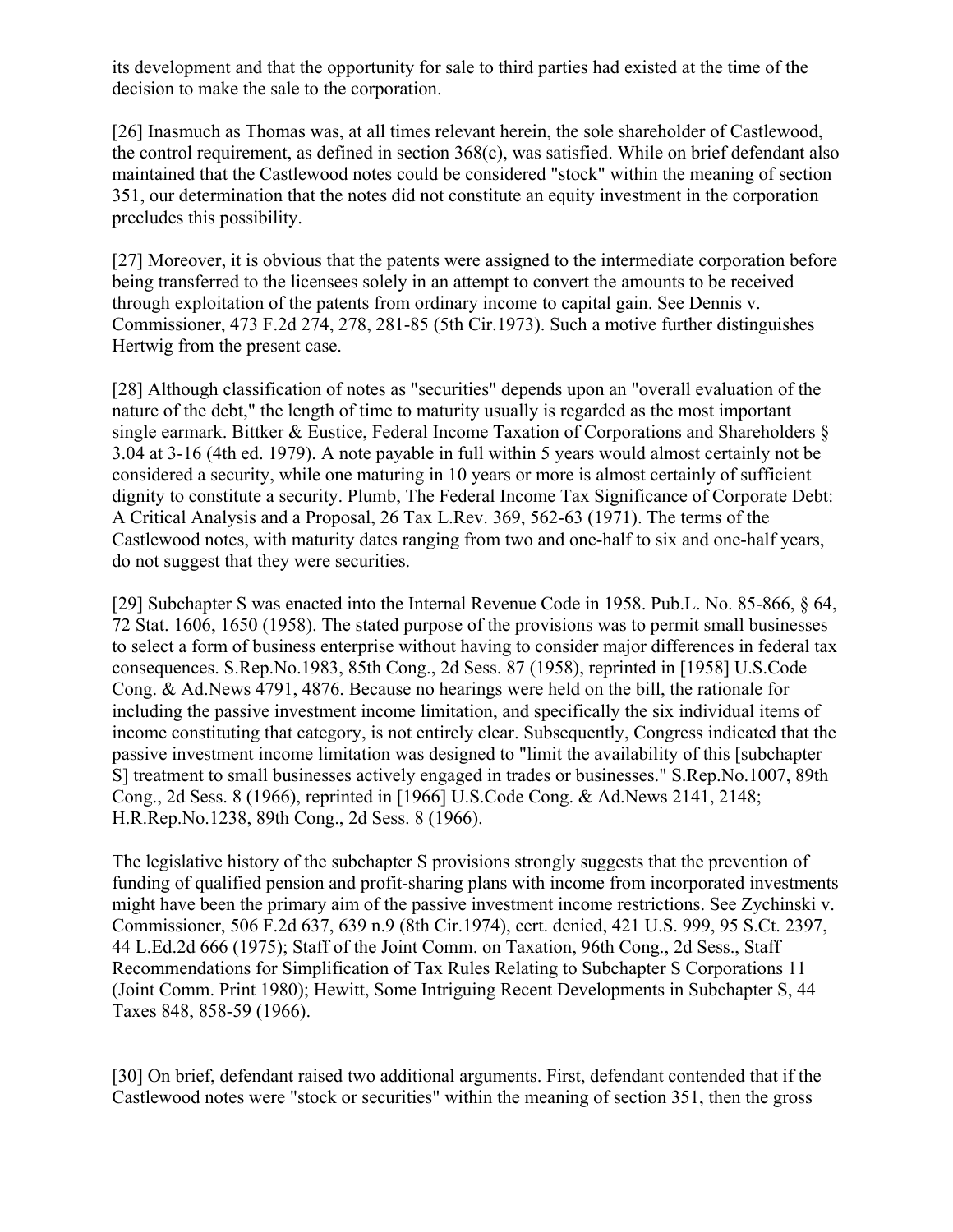its development and that the opportunity for sale to third parties had existed at the time of the decision to make the sale to the corporation.

[26] Inasmuch as Thomas was, at all times relevant herein, the sole shareholder of Castlewood, the control requirement, as defined in section 368(c), was satisfied. While on brief defendant also maintained that the Castlewood notes could be considered "stock" within the meaning of section 351, our determination that the notes did not constitute an equity investment in the corporation precludes this possibility.

[27] Moreover, it is obvious that the patents were assigned to the intermediate corporation before being transferred to the licensees solely in an attempt to convert the amounts to be received through exploitation of the patents from ordinary income to capital gain. See Dennis v. Commissioner, 473 F.2d 274, 278, 281-85 (5th Cir.1973). Such a motive further distinguishes Hertwig from the present case.

[28] Although classification of notes as "securities" depends upon an "overall evaluation of the nature of the debt," the length of time to maturity usually is regarded as the most important single earmark. Bittker & Eustice, Federal Income Taxation of Corporations and Shareholders § 3.04 at 3-16 (4th ed. 1979). A note payable in full within 5 years would almost certainly not be considered a security, while one maturing in 10 years or more is almost certainly of sufficient dignity to constitute a security. Plumb, The Federal Income Tax Significance of Corporate Debt: A Critical Analysis and a Proposal, 26 Tax L.Rev. 369, 562-63 (1971). The terms of the Castlewood notes, with maturity dates ranging from two and one-half to six and one-half years, do not suggest that they were securities.

[29] Subchapter S was enacted into the Internal Revenue Code in 1958. Pub.L. No. 85-866, § 64, 72 Stat. 1606, 1650 (1958). The stated purpose of the provisions was to permit small businesses to select a form of business enterprise without having to consider major differences in federal tax consequences. S.Rep.No.1983, 85th Cong., 2d Sess. 87 (1958), reprinted in [1958] U.S.Code Cong. & Ad.News 4791, 4876. Because no hearings were held on the bill, the rationale for including the passive investment income limitation, and specifically the six individual items of income constituting that category, is not entirely clear. Subsequently, Congress indicated that the passive investment income limitation was designed to "limit the availability of this [subchapter S] treatment to small businesses actively engaged in trades or businesses." S.Rep.No.1007, 89th Cong., 2d Sess. 8 (1966), reprinted in [1966] U.S.Code Cong. & Ad.News 2141, 2148; H.R.Rep.No.1238, 89th Cong., 2d Sess. 8 (1966).

The legislative history of the subchapter S provisions strongly suggests that the prevention of funding of qualified pension and profit-sharing plans with income from incorporated investments might have been the primary aim of the passive investment income restrictions. See Zychinski v. Commissioner, 506 F.2d 637, 639 n.9 (8th Cir.1974), cert. denied, 421 U.S. 999, 95 S.Ct. 2397, 44 L.Ed.2d 666 (1975); Staff of the Joint Comm. on Taxation, 96th Cong., 2d Sess., Staff Recommendations for Simplification of Tax Rules Relating to Subchapter S Corporations 11 (Joint Comm. Print 1980); Hewitt, Some Intriguing Recent Developments in Subchapter S, 44 Taxes 848, 858-59 (1966).

[30] On brief, defendant raised two additional arguments. First, defendant contended that if the Castlewood notes were "stock or securities" within the meaning of section 351, then the gross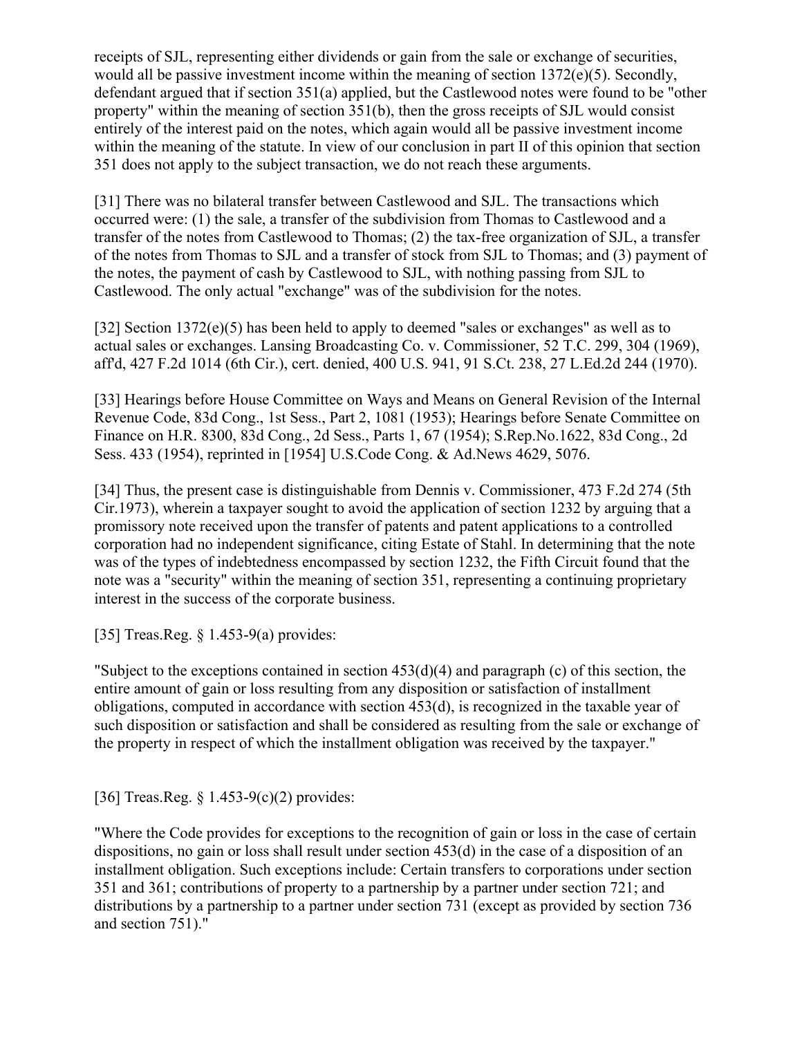receipts of SJL, representing either dividends or gain from the sale or exchange of securities, would all be passive investment income within the meaning of section 1372(e)(5). Secondly, defendant argued that if section 351(a) applied, but the Castlewood notes were found to be "other property" within the meaning of section 351(b), then the gross receipts of SJL would consist entirely of the interest paid on the notes, which again would all be passive investment income within the meaning of the statute. In view of our conclusion in part II of this opinion that section 351 does not apply to the subject transaction, we do not reach these arguments.

[31] There was no bilateral transfer between Castlewood and SJL. The transactions which occurred were: (1) the sale, a transfer of the subdivision from Thomas to Castlewood and a transfer of the notes from Castlewood to Thomas; (2) the tax-free organization of SJL, a transfer of the notes from Thomas to SJL and a transfer of stock from SJL to Thomas; and (3) payment of the notes, the payment of cash by Castlewood to SJL, with nothing passing from SJL to Castlewood. The only actual "exchange" was of the subdivision for the notes.

[32] Section 1372(e)(5) has been held to apply to deemed "sales or exchanges" as well as to actual sales or exchanges. Lansing Broadcasting Co. v. Commissioner, 52 T.C. 299, 304 (1969), aff'd, 427 F.2d 1014 (6th Cir.), cert. denied, 400 U.S. 941, 91 S.Ct. 238, 27 L.Ed.2d 244 (1970).

[33] Hearings before House Committee on Ways and Means on General Revision of the Internal Revenue Code, 83d Cong., 1st Sess., Part 2, 1081 (1953); Hearings before Senate Committee on Finance on H.R. 8300, 83d Cong., 2d Sess., Parts 1, 67 (1954); S.Rep.No.1622, 83d Cong., 2d Sess. 433 (1954), reprinted in [1954] U.S.Code Cong. & Ad.News 4629, 5076.

[34] Thus, the present case is distinguishable from Dennis v. Commissioner, 473 F.2d 274 (5th Cir.1973), wherein a taxpayer sought to avoid the application of section 1232 by arguing that a promissory note received upon the transfer of patents and patent applications to a controlled corporation had no independent significance, citing Estate of Stahl. In determining that the note was of the types of indebtedness encompassed by section 1232, the Fifth Circuit found that the note was a "security" within the meaning of section 351, representing a continuing proprietary interest in the success of the corporate business.

[35] Treas.Reg. § 1.453-9(a) provides:

"Subject to the exceptions contained in section 453(d)(4) and paragraph (c) of this section, the entire amount of gain or loss resulting from any disposition or satisfaction of installment obligations, computed in accordance with section 453(d), is recognized in the taxable year of such disposition or satisfaction and shall be considered as resulting from the sale or exchange of the property in respect of which the installment obligation was received by the taxpayer."

[36] Treas.Reg. § 1.453-9(c)(2) provides:

"Where the Code provides for exceptions to the recognition of gain or loss in the case of certain dispositions, no gain or loss shall result under section 453(d) in the case of a disposition of an installment obligation. Such exceptions include: Certain transfers to corporations under section 351 and 361; contributions of property to a partnership by a partner under section 721; and distributions by a partnership to a partner under section 731 (except as provided by section 736 and section 751)."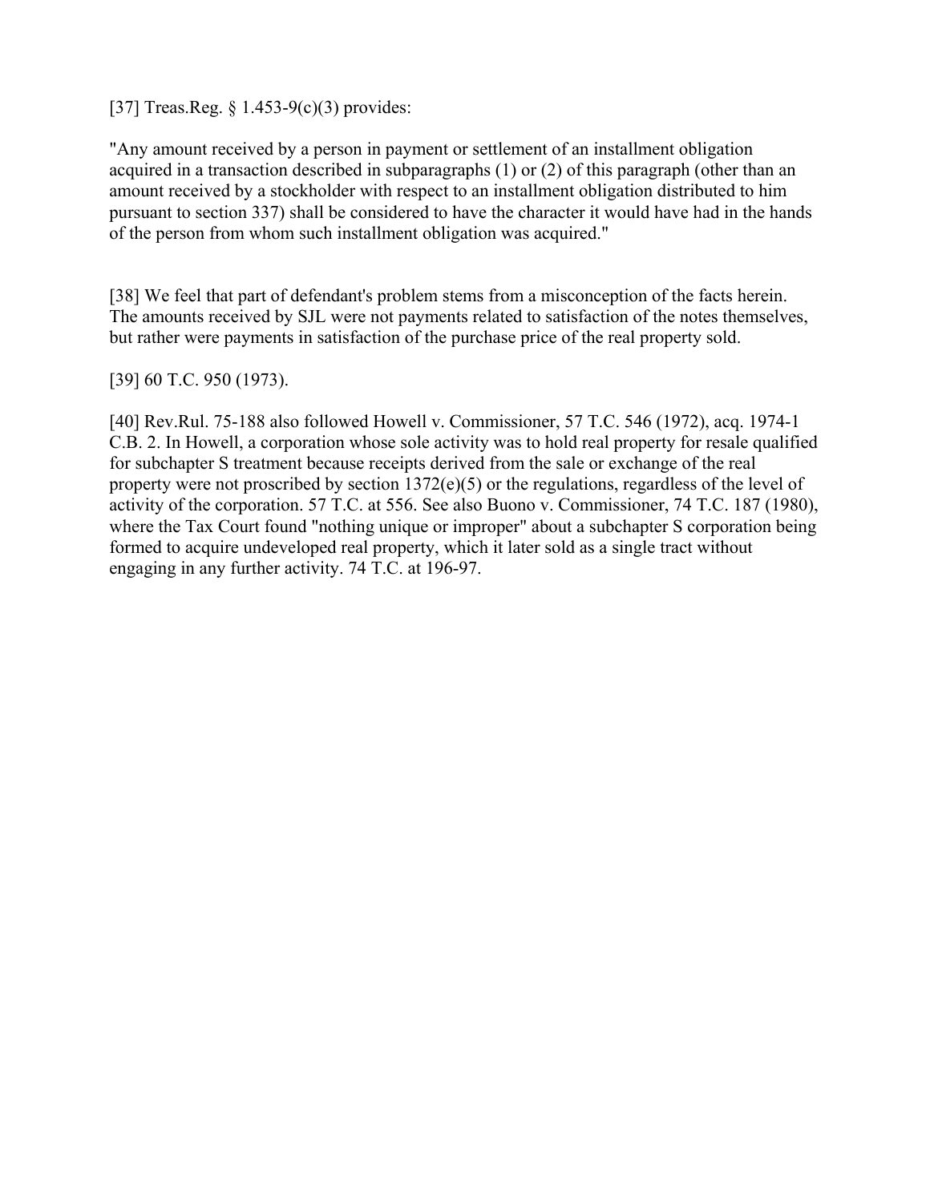[37] Treas.Reg. § 1.453-9(c)(3) provides:

"Any amount received by a person in payment or settlement of an installment obligation acquired in a transaction described in subparagraphs (1) or (2) of this paragraph (other than an amount received by a stockholder with respect to an installment obligation distributed to him pursuant to section 337) shall be considered to have the character it would have had in the hands of the person from whom such installment obligation was acquired."

[38] We feel that part of defendant's problem stems from a misconception of the facts herein. The amounts received by SJL were not payments related to satisfaction of the notes themselves, but rather were payments in satisfaction of the purchase price of the real property sold.

[39] 60 T.C. 950 (1973).

[40] Rev.Rul. 75-188 also followed Howell v. Commissioner, 57 T.C. 546 (1972), acq. 1974-1 C.B. 2. In Howell, a corporation whose sole activity was to hold real property for resale qualified for subchapter S treatment because receipts derived from the sale or exchange of the real property were not proscribed by section 1372(e)(5) or the regulations, regardless of the level of activity of the corporation. 57 T.C. at 556. See also Buono v. Commissioner, 74 T.C. 187 (1980), where the Tax Court found "nothing unique or improper" about a subchapter S corporation being formed to acquire undeveloped real property, which it later sold as a single tract without engaging in any further activity. 74 T.C. at 196-97.